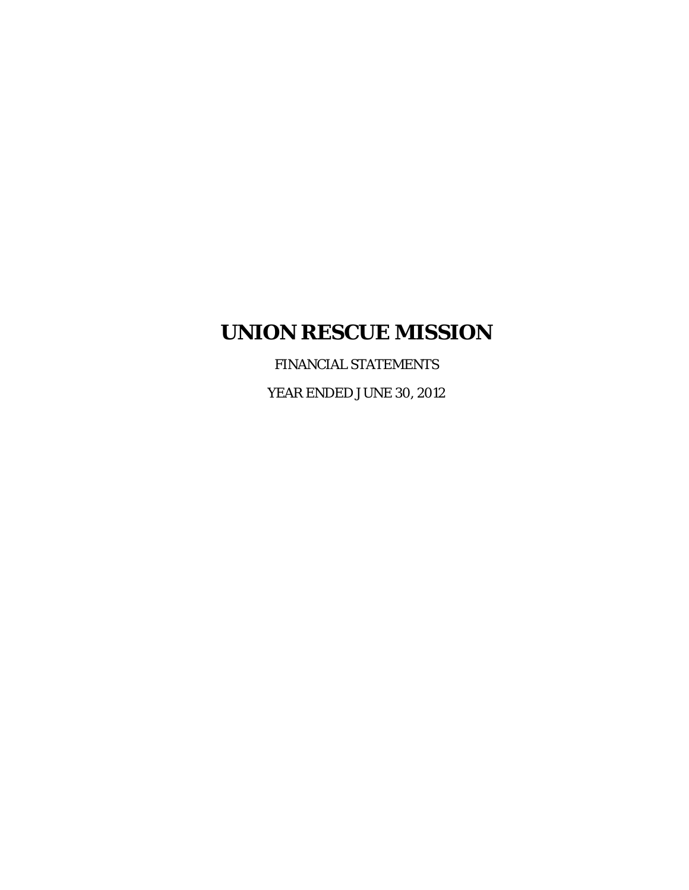# UNION RESCUE MISSION

FINANCIAL STATEMENTS

YEAR ENDED JUNE 30, 2012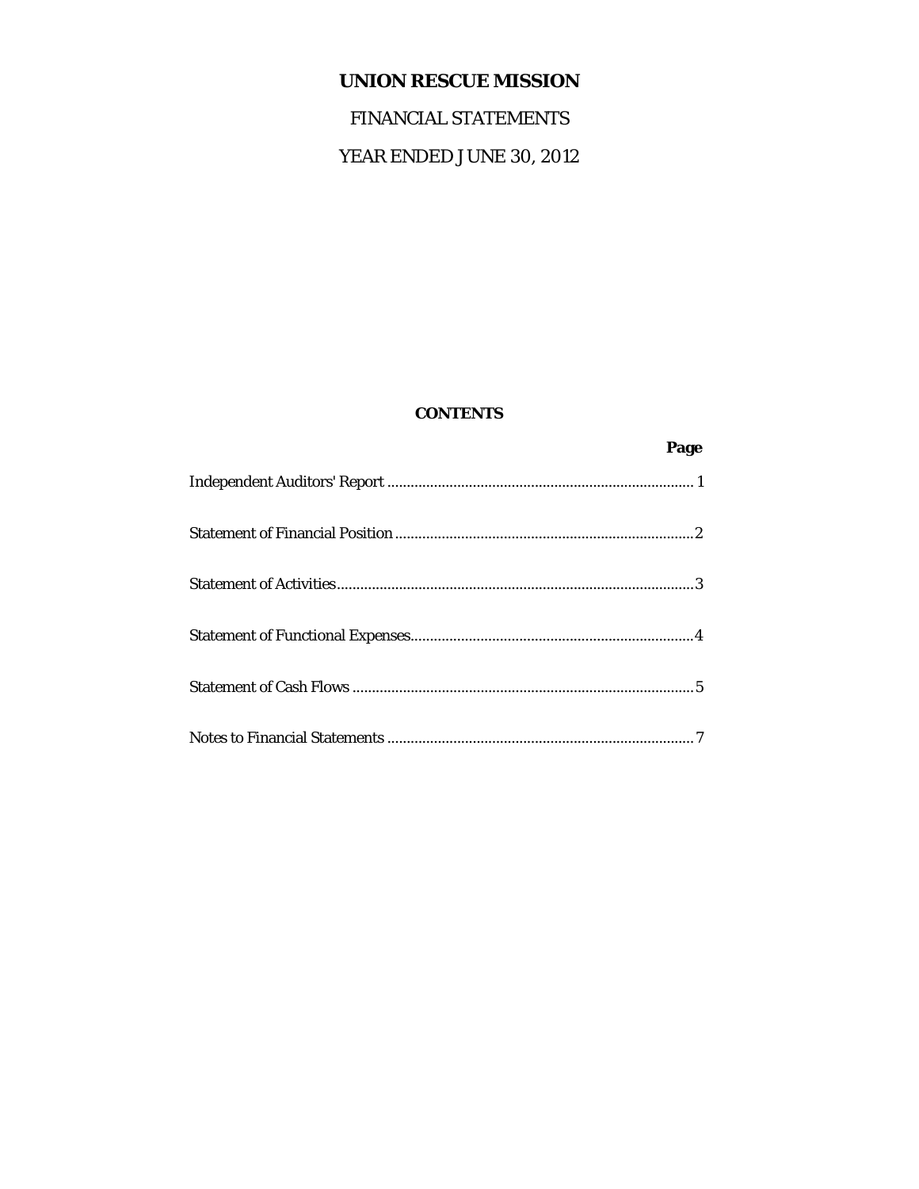# UNION RESCUE MISSION

FINANCIAL STATEMENTS

YEAR ENDED JUNE 30, 2012

## CONTENTS

| | Page |
|---|---|
| Independent Auditors' Report | 1 |
| Statement of Financial Position | 2 |
| Statement of Activities | 3 |
| Statement of Functional Expenses | 4 |
| Statement of Cash Flows | 5 |
| Notes to Financial Statements | 7 |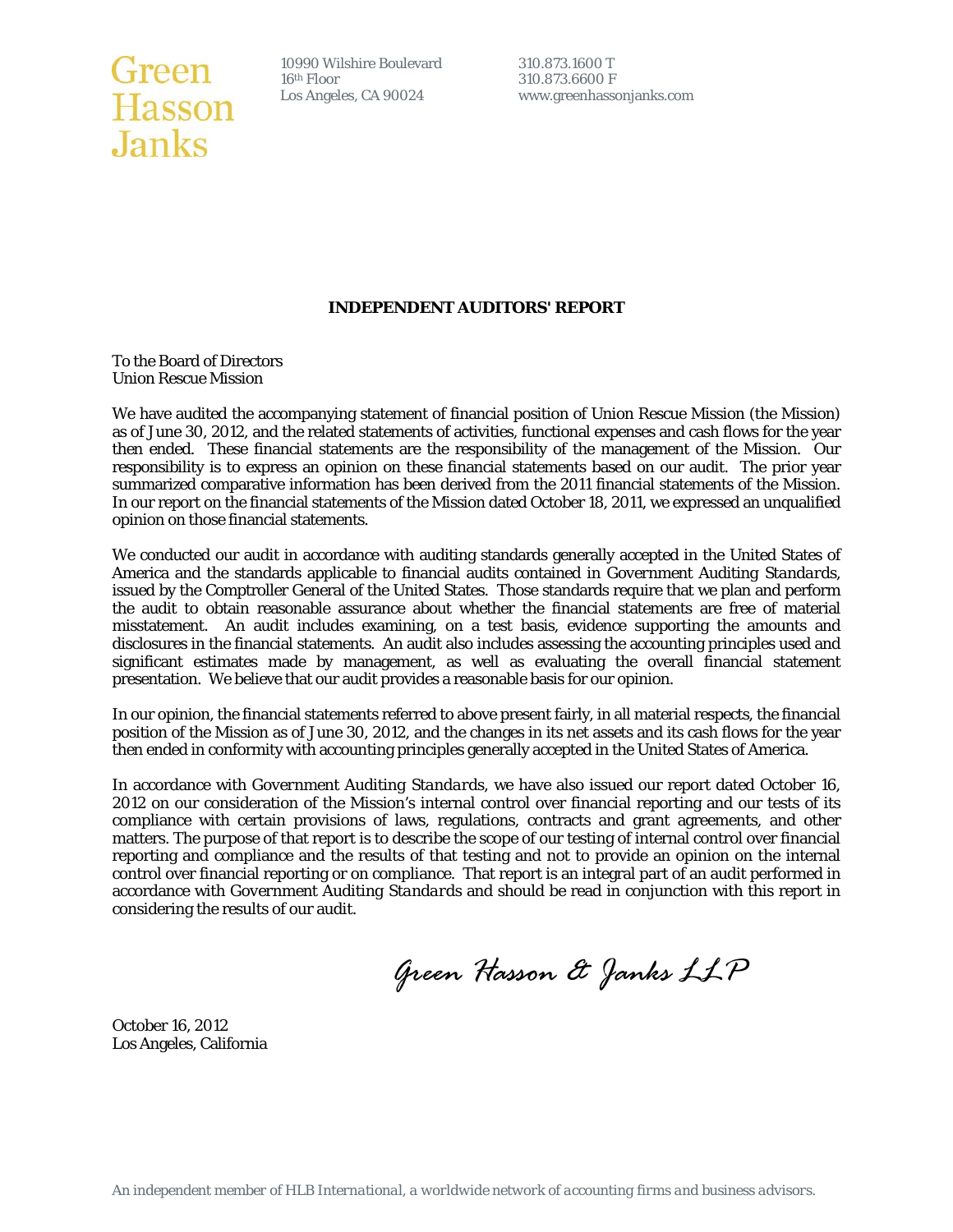Green
Hasson
Janks

10990 Wilshire Boulevard
16th Floor
Los Angeles, CA 90024

310.873.1600 T
310.873.6600 F
www.greenhassonjanks.com

**INDEPENDENT AUDITORS' REPORT**

To the Board of Directors
Union Rescue Mission

We have audited the accompanying statement of financial position of Union Rescue Mission (the Mission) as of June 30, 2012, and the related statements of activities, functional expenses and cash flows for the year then ended. These financial statements are the responsibility of the management of the Mission. Our responsibility is to express an opinion on these financial statements based on our audit. The prior year summarized comparative information has been derived from the 2011 financial statements of the Mission. In our report on the financial statements of the Mission dated October 18, 2011, we expressed an unqualified opinion on those financial statements.

We conducted our audit in accordance with auditing standards generally accepted in the United States of America and the standards applicable to financial audits contained in *Government Auditing Standards*, issued by the Comptroller General of the United States. Those standards require that we plan and perform the audit to obtain reasonable assurance about whether the financial statements are free of material misstatement. An audit includes examining, on a test basis, evidence supporting the amounts and disclosures in the financial statements. An audit also includes assessing the accounting principles used and significant estimates made by management, as well as evaluating the overall financial statement presentation. We believe that our audit provides a reasonable basis for our opinion.

In our opinion, the financial statements referred to above present fairly, in all material respects, the financial position of the Mission as of June 30, 2012, and the changes in its net assets and its cash flows for the year then ended in conformity with accounting principles generally accepted in the United States of America.

In accordance with *Government Auditing Standards*, we have also issued our report dated October 16, 2012 on our consideration of the Mission's internal control over financial reporting and our tests of its compliance with certain provisions of laws, regulations, contracts and grant agreements, and other matters. The purpose of that report is to describe the scope of our testing of internal control over financial reporting and compliance and the results of that testing and not to provide an opinion on the internal control over financial reporting or on compliance. That report is an integral part of an audit performed in accordance with *Government Auditing Standards* and should be read in conjunction with this report in considering the results of our audit.

*Green Hasson & Janks LLP*

October 16, 2012
Los Angeles, California

*An independent member of HLB International, a worldwide network of accounting firms and business advisors.*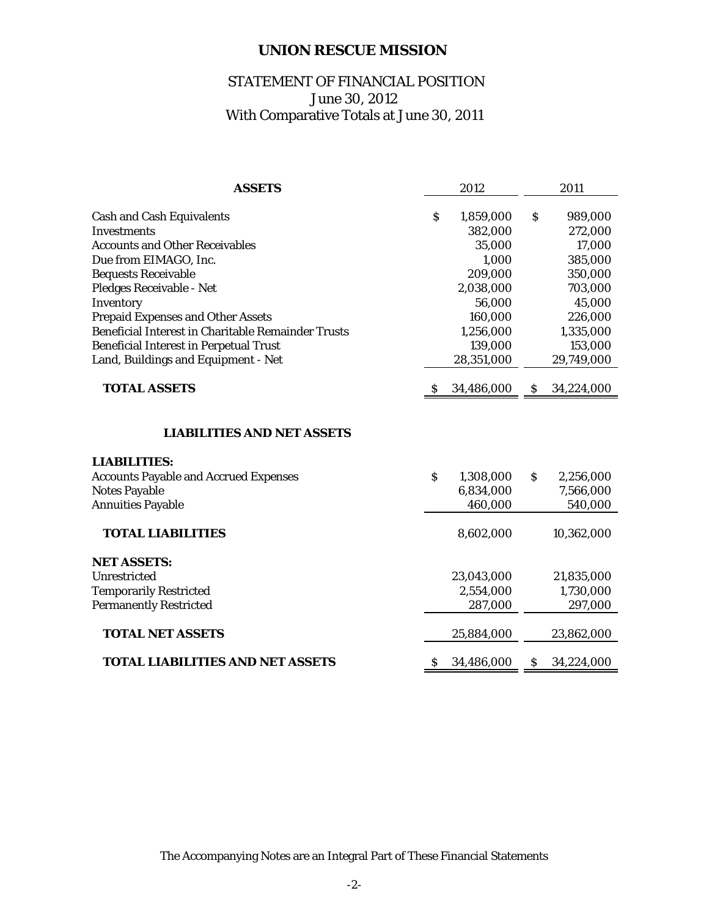# UNION RESCUE MISSION

## STATEMENT OF FINANCIAL POSITION
June 30, 2012
With Comparative Totals at June 30, 2011

| ASSETS | 2012 | 2011 |
|---|---|---|
| Cash and Cash Equivalents | $ 1,859,000 | $ 989,000 |
| Investments | 382,000 | 272,000 |
| Accounts and Other Receivables | 35,000 | 17,000 |
| Due from EIMAGO, Inc. | 1,000 | 385,000 |
| Bequests Receivable | 209,000 | 350,000 |
| Pledges Receivable - Net | 2,038,000 | 703,000 |
| Inventory | 56,000 | 45,000 |
| Prepaid Expenses and Other Assets | 160,000 | 226,000 |
| Beneficial Interest in Charitable Remainder Trusts | 1,256,000 | 1,335,000 |
| Beneficial Interest in Perpetual Trust | 139,000 | 153,000 |
| Land, Buildings and Equipment - Net | 28,351,000 | 29,749,000 |
| **TOTAL ASSETS** | $ 34,486,000 | $ 34,224,000 |

| LIABILITIES AND NET ASSETS | 2012 | 2011 |
|---|---|---|
| **LIABILITIES:** | | |
| Accounts Payable and Accrued Expenses | $ 1,308,000 | $ 2,256,000 |
| Notes Payable | 6,834,000 | 7,566,000 |
| Annuities Payable | 460,000 | 540,000 |
| **TOTAL LIABILITIES** | 8,602,000 | 10,362,000 |
| **NET ASSETS:** | | |
| Unrestricted | 23,043,000 | 21,835,000 |
| Temporarily Restricted | 2,554,000 | 1,730,000 |
| Permanently Restricted | 287,000 | 297,000 |
| **TOTAL NET ASSETS** | 25,884,000 | 23,862,000 |
| **TOTAL LIABILITIES AND NET ASSETS** | $ 34,486,000 | $ 34,224,000 |

The Accompanying Notes are an Integral Part of These Financial Statements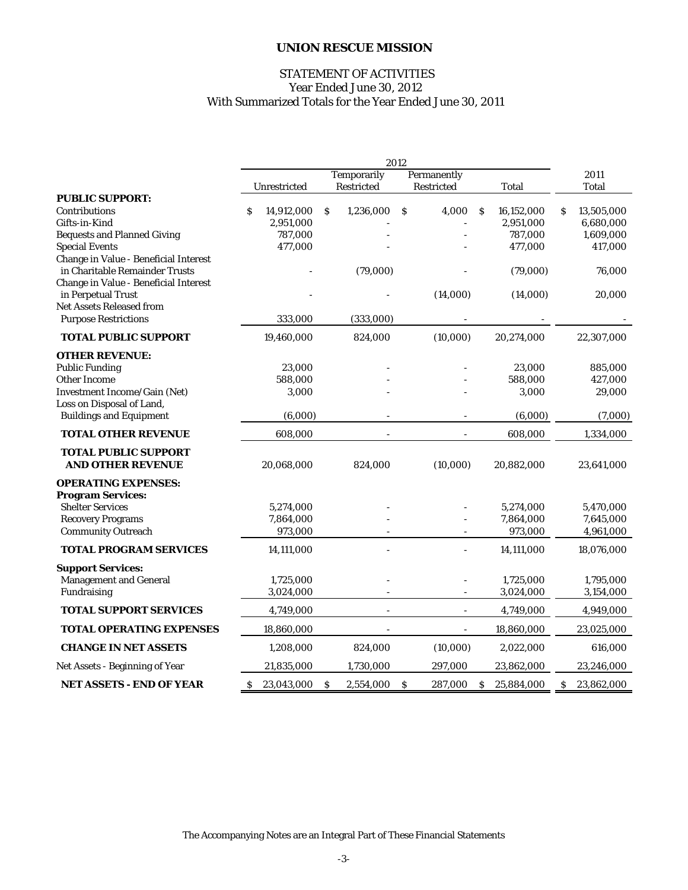# UNION RESCUE MISSION

## STATEMENT OF ACTIVITIES
Year Ended June 30, 2012
With Summarized Totals for the Year Ended June 30, 2011

| | 2012 | | | | 2011 |
|---|---|---|---|---|---|
| | Unrestricted | Temporarily Restricted | Permanently Restricted | Total | Total |
| **PUBLIC SUPPORT:** | | | | | |
| Contributions | $ 14,912,000 | $ 1,236,000 | $ 4,000 | $ 16,152,000 | $ 13,505,000 |
| Gifts-in-Kind | 2,951,000 | - | - | 2,951,000 | 6,680,000 |
| Bequests and Planned Giving | 787,000 | - | - | 787,000 | 1,609,000 |
| Special Events | 477,000 | - | - | 477,000 | 417,000 |
| Change in Value - Beneficial Interest in Charitable Remainder Trusts | - | (79,000) | - | (79,000) | 76,000 |
| Change in Value - Beneficial Interest in Perpetual Trust | - | - | (14,000) | (14,000) | 20,000 |
| Net Assets Released from Purpose Restrictions | 333,000 | (333,000) | - | - | - |
| **TOTAL PUBLIC SUPPORT** | 19,460,000 | 824,000 | (10,000) | 20,274,000 | 22,307,000 |
| **OTHER REVENUE:** | | | | | |
| Public Funding | 23,000 | - | - | 23,000 | 885,000 |
| Other Income | 588,000 | - | - | 588,000 | 427,000 |
| Investment Income/Gain (Net) | 3,000 | - | - | 3,000 | 29,000 |
| Loss on Disposal of Land, Buildings and Equipment | (6,000) | - | - | (6,000) | (7,000) |
| **TOTAL OTHER REVENUE** | 608,000 | - | - | 608,000 | 1,334,000 |
| **TOTAL PUBLIC SUPPORT AND OTHER REVENUE** | 20,068,000 | 824,000 | (10,000) | 20,882,000 | 23,641,000 |
| **OPERATING EXPENSES:** | | | | | |
| **Program Services:** | | | | | |
| Shelter Services | 5,274,000 | - | - | 5,274,000 | 5,470,000 |
| Recovery Programs | 7,864,000 | - | - | 7,864,000 | 7,645,000 |
| Community Outreach | 973,000 | - | - | 973,000 | 4,961,000 |
| **TOTAL PROGRAM SERVICES** | 14,111,000 | - | - | 14,111,000 | 18,076,000 |
| **Support Services:** | | | | | |
| Management and General | 1,725,000 | - | - | 1,725,000 | 1,795,000 |
| Fundraising | 3,024,000 | - | - | 3,024,000 | 3,154,000 |
| **TOTAL SUPPORT SERVICES** | 4,749,000 | - | - | 4,749,000 | 4,949,000 |
| **TOTAL OPERATING EXPENSES** | 18,860,000 | - | - | 18,860,000 | 23,025,000 |
| **CHANGE IN NET ASSETS** | 1,208,000 | 824,000 | (10,000) | 2,022,000 | 616,000 |
| Net Assets - Beginning of Year | 21,835,000 | 1,730,000 | 297,000 | 23,862,000 | 23,246,000 |
| **NET ASSETS - END OF YEAR** | $ 23,043,000 | $ 2,554,000 | $ 287,000 | $ 25,884,000 | $ 23,862,000 |

The Accompanying Notes are an Integral Part of These Financial Statements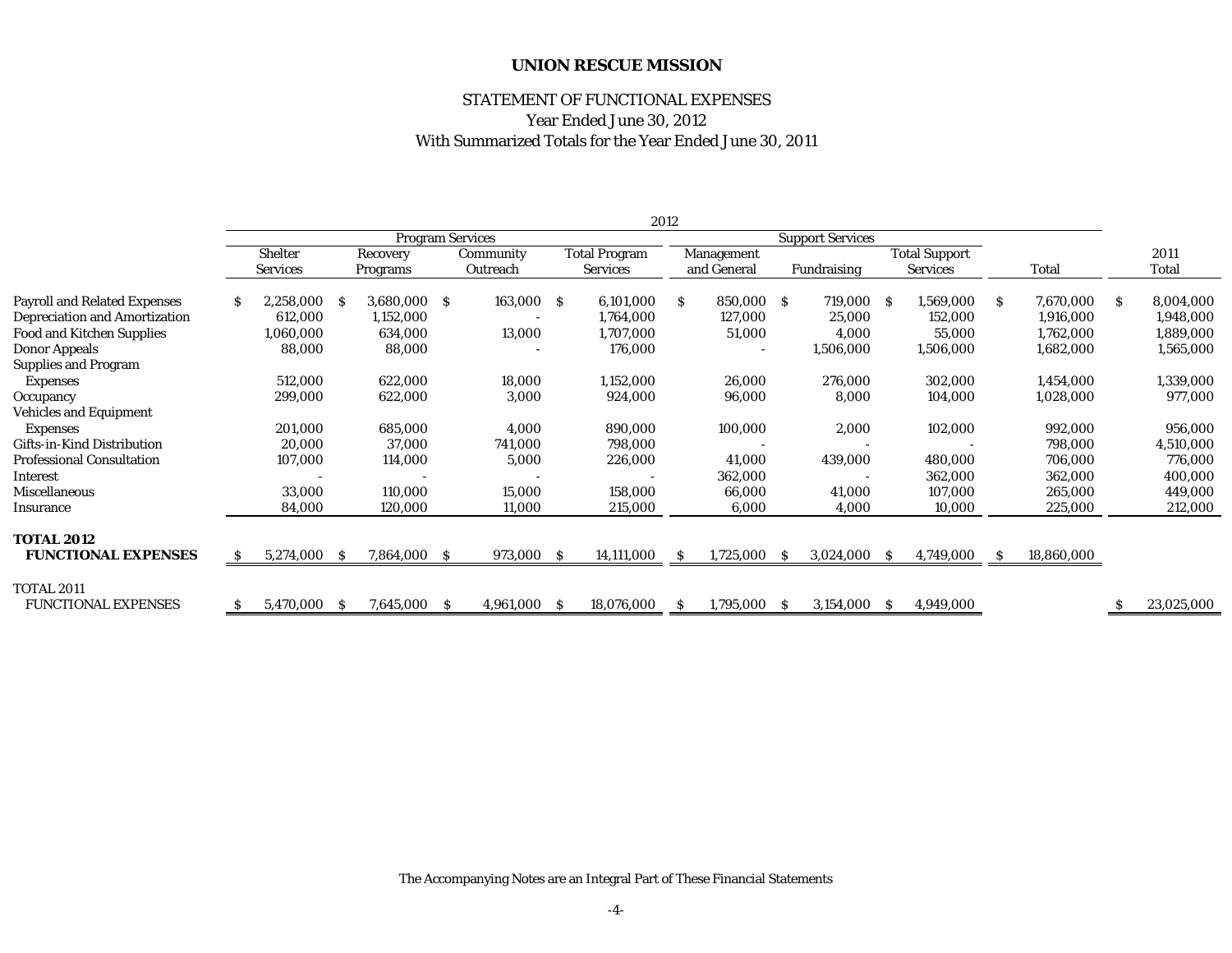# UNION RESCUE MISSION

## STATEMENT OF FUNCTIONAL EXPENSES
Year Ended June 30, 2012
With Summarized Totals for the Year Ended June 30, 2011

| | 2012 | | | | | | | | |
|---|---|---|---|---|---|---|---|---|---|
| | Program Services | | | | Support Services | | | | |
| | Shelter Services | Recovery Programs | Community Outreach | Total Program Services | Management and General | Fundraising | Total Support Services | Total | 2011 Total |
| Payroll and Related Expenses | $ 2,258,000 | $ 3,680,000 | $ 163,000 | $ 6,101,000 | $ 850,000 | $ 719,000 | $ 1,569,000 | $ 7,670,000 | $ 8,004,000 |
| Depreciation and Amortization | 612,000 | 1,152,000 | - | 1,764,000 | 127,000 | 25,000 | 152,000 | 1,916,000 | 1,948,000 |
| Food and Kitchen Supplies | 1,060,000 | 634,000 | 13,000 | 1,707,000 | 51,000 | 4,000 | 55,000 | 1,762,000 | 1,889,000 |
| Donor Appeals | 88,000 | 88,000 | - | 176,000 | - | 1,506,000 | 1,506,000 | 1,682,000 | 1,565,000 |
| Supplies and Program Expenses | 512,000 | 622,000 | 18,000 | 1,152,000 | 26,000 | 276,000 | 302,000 | 1,454,000 | 1,339,000 |
| Occupancy | 299,000 | 622,000 | 3,000 | 924,000 | 96,000 | 8,000 | 104,000 | 1,028,000 | 977,000 |
| Vehicles and Equipment Expenses | 201,000 | 685,000 | 4,000 | 890,000 | 100,000 | 2,000 | 102,000 | 992,000 | 956,000 |
| Gifts-in-Kind Distribution | 20,000 | 37,000 | 741,000 | 798,000 | - | - | - | 798,000 | 4,510,000 |
| Professional Consultation | 107,000 | 114,000 | 5,000 | 226,000 | 41,000 | 439,000 | 480,000 | 706,000 | 776,000 |
| Interest | - | - | - | - | 362,000 | - | 362,000 | 362,000 | 400,000 |
| Miscellaneous | 33,000 | 110,000 | 15,000 | 158,000 | 66,000 | 41,000 | 107,000 | 265,000 | 449,000 |
| Insurance | 84,000 | 120,000 | 11,000 | 215,000 | 6,000 | 4,000 | 10,000 | 225,000 | 212,000 |
| **TOTAL 2012 FUNCTIONAL EXPENSES** | $ 5,274,000 | $ 7,864,000 | $ 973,000 | $ 14,111,000 | $ 1,725,000 | $ 3,024,000 | $ 4,749,000 | $ 18,860,000 | |
| TOTAL 2011 FUNCTIONAL EXPENSES | $ 5,470,000 | $ 7,645,000 | $ 4,961,000 | $ 18,076,000 | $ 1,795,000 | $ 3,154,000 | $ 4,949,000 | | $ 23,025,000 |

The Accompanying Notes are an Integral Part of These Financial Statements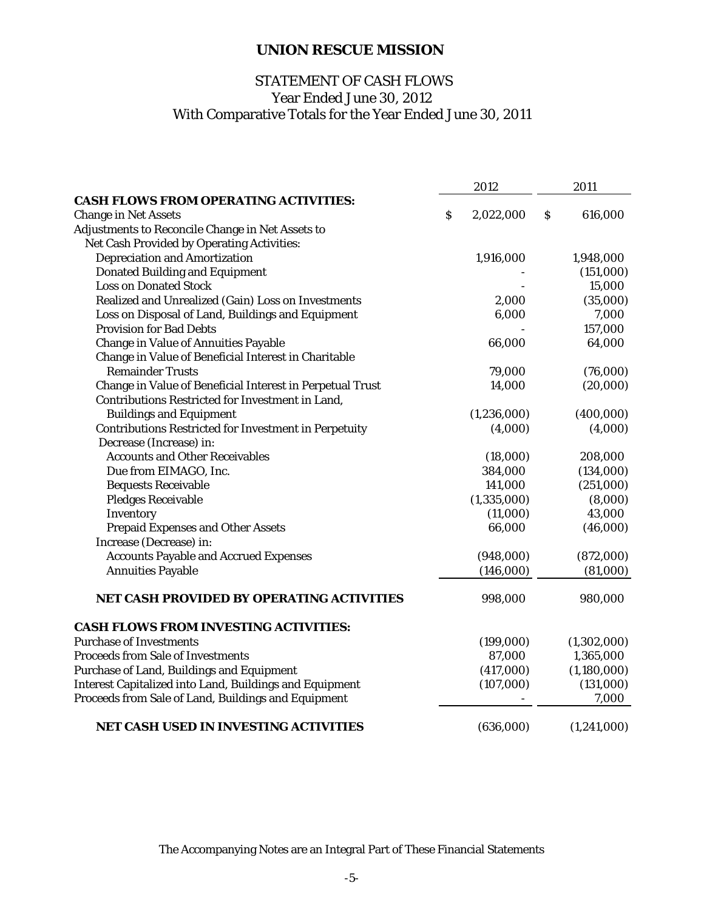# UNION RESCUE MISSION

## STATEMENT OF CASH FLOWS
Year Ended June 30, 2012
With Comparative Totals for the Year Ended June 30, 2011

| | 2012 | 2011 |
|---|---|---|
| **CASH FLOWS FROM OPERATING ACTIVITIES:** | | |
| Change in Net Assets | $ 2,022,000 | $ 616,000 |
| Adjustments to Reconcile Change in Net Assets to Net Cash Provided by Operating Activities: | | |
| Depreciation and Amortization | 1,916,000 | 1,948,000 |
| Donated Building and Equipment | - | (151,000) |
| Loss on Donated Stock | - | 15,000 |
| Realized and Unrealized (Gain) Loss on Investments | 2,000 | (35,000) |
| Loss on Disposal of Land, Buildings and Equipment | 6,000 | 7,000 |
| Provision for Bad Debts | - | 157,000 |
| Change in Value of Annuities Payable | 66,000 | 64,000 |
| Change in Value of Beneficial Interest in Charitable Remainder Trusts | 79,000 | (76,000) |
| Change in Value of Beneficial Interest in Perpetual Trust | 14,000 | (20,000) |
| Contributions Restricted for Investment in Land, Buildings and Equipment | (1,236,000) | (400,000) |
| Contributions Restricted for Investment in Perpetuity | (4,000) | (4,000) |
| Decrease (Increase) in: | | |
| Accounts and Other Receivables | (18,000) | 208,000 |
| Due from EIMAGO, Inc. | 384,000 | (134,000) |
| Bequests Receivable | 141,000 | (251,000) |
| Pledges Receivable | (1,335,000) | (8,000) |
| Inventory | (11,000) | 43,000 |
| Prepaid Expenses and Other Assets | 66,000 | (46,000) |
| Increase (Decrease) in: | | |
| Accounts Payable and Accrued Expenses | (948,000) | (872,000) |
| Annuities Payable | (146,000) | (81,000) |
| **NET CASH PROVIDED BY OPERATING ACTIVITIES** | 998,000 | 980,000 |
| **CASH FLOWS FROM INVESTING ACTIVITIES:** | | |
| Purchase of Investments | (199,000) | (1,302,000) |
| Proceeds from Sale of Investments | 87,000 | 1,365,000 |
| Purchase of Land, Buildings and Equipment | (417,000) | (1,180,000) |
| Interest Capitalized into Land, Buildings and Equipment | (107,000) | (131,000) |
| Proceeds from Sale of Land, Buildings and Equipment | - | 7,000 |
| **NET CASH USED IN INVESTING ACTIVITIES** | (636,000) | (1,241,000) |

The Accompanying Notes are an Integral Part of These Financial Statements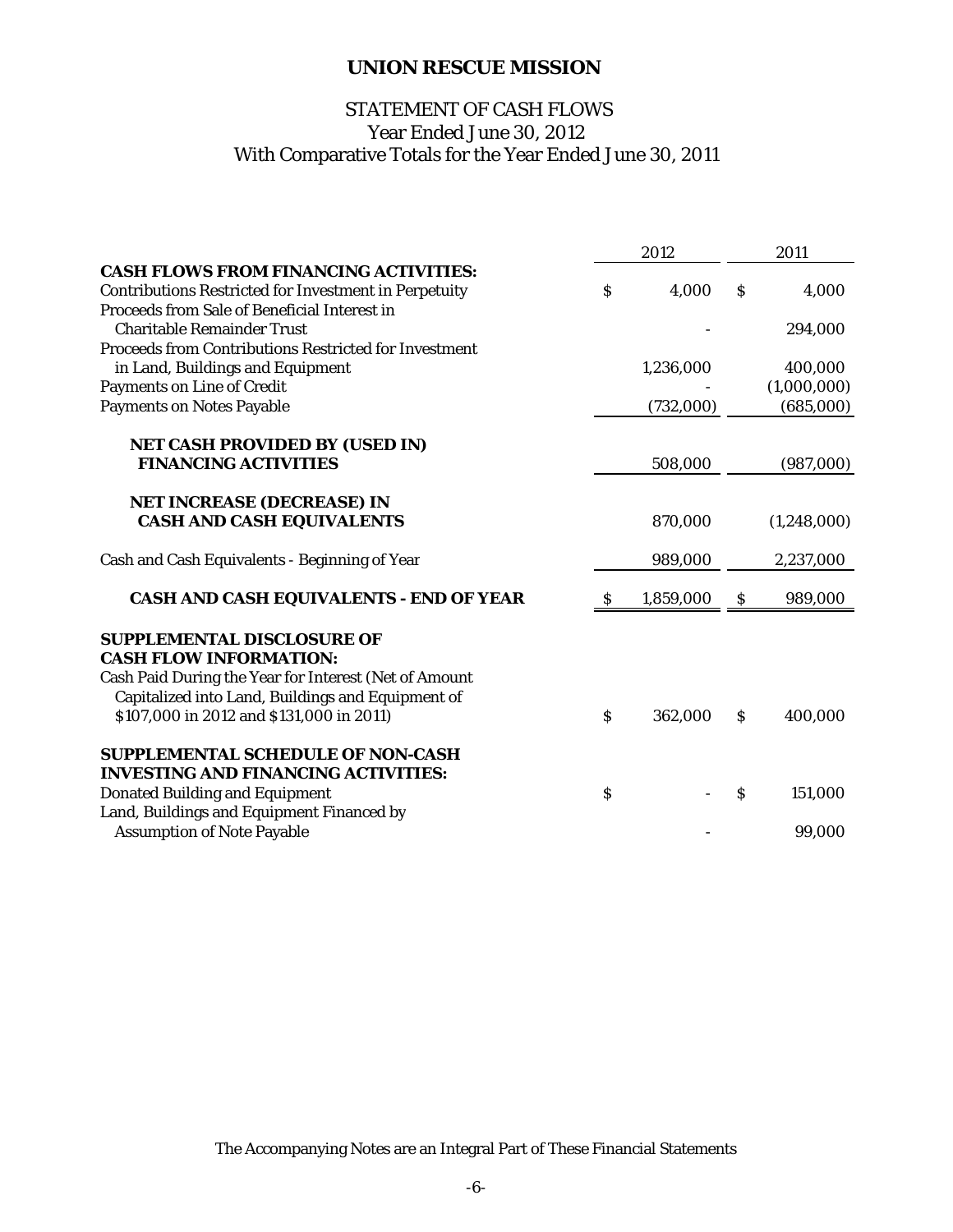# UNION RESCUE MISSION

## STATEMENT OF CASH FLOWS
### Year Ended June 30, 2012
### With Comparative Totals for the Year Ended June 30, 2011

| | 2012 | 2011 |
|---|---|---|
| **CASH FLOWS FROM FINANCING ACTIVITIES:** | | |
| Contributions Restricted for Investment in Perpetuity | $ 4,000 | $ 4,000 |
| Proceeds from Sale of Beneficial Interest in Charitable Remainder Trust | - | 294,000 |
| Proceeds from Contributions Restricted for Investment in Land, Buildings and Equipment | 1,236,000 | 400,000 |
| Payments on Line of Credit | - | (1,000,000) |
| Payments on Notes Payable | (732,000) | (685,000) |
| **NET CASH PROVIDED BY (USED IN) FINANCING ACTIVITIES** | 508,000 | (987,000) |
| **NET INCREASE (DECREASE) IN CASH AND CASH EQUIVALENTS** | 870,000 | (1,248,000) |
| Cash and Cash Equivalents - Beginning of Year | 989,000 | 2,237,000 |
| **CASH AND CASH EQUIVALENTS - END OF YEAR** | $ 1,859,000 | $ 989,000 |
| **SUPPLEMENTAL DISCLOSURE OF CASH FLOW INFORMATION:** | | |
| Cash Paid During the Year for Interest (Net of Amount Capitalized into Land, Buildings and Equipment of $107,000 in 2012 and $131,000 in 2011) | $ 362,000 | $ 400,000 |
| **SUPPLEMENTAL SCHEDULE OF NON-CASH INVESTING AND FINANCING ACTIVITIES:** | | |
| Donated Building and Equipment | $ - | $ 151,000 |
| Land, Buildings and Equipment Financed by Assumption of Note Payable | - | 99,000 |

The Accompanying Notes are an Integral Part of These Financial Statements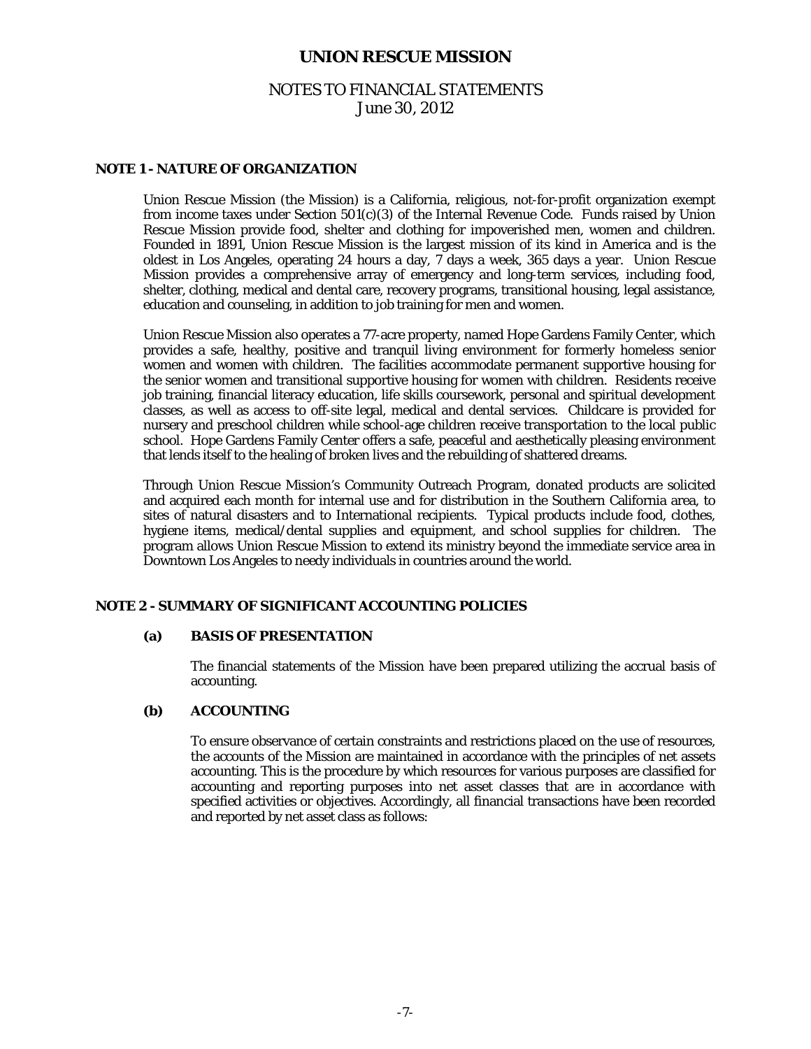# UNION RESCUE MISSION

## NOTES TO FINANCIAL STATEMENTS
June 30, 2012

### NOTE 1 - NATURE OF ORGANIZATION

Union Rescue Mission (the Mission) is a California, religious, not-for-profit organization exempt from income taxes under Section 501(c)(3) of the Internal Revenue Code. Funds raised by Union Rescue Mission provide food, shelter and clothing for impoverished men, women and children. Founded in 1891, Union Rescue Mission is the largest mission of its kind in America and is the oldest in Los Angeles, operating 24 hours a day, 7 days a week, 365 days a year. Union Rescue Mission provides a comprehensive array of emergency and long-term services, including food, shelter, clothing, medical and dental care, recovery programs, transitional housing, legal assistance, education and counseling, in addition to job training for men and women.

Union Rescue Mission also operates a 77-acre property, named Hope Gardens Family Center, which provides a safe, healthy, positive and tranquil living environment for formerly homeless senior women and women with children. The facilities accommodate permanent supportive housing for the senior women and transitional supportive housing for women with children. Residents receive job training, financial literacy education, life skills coursework, personal and spiritual development classes, as well as access to off-site legal, medical and dental services. Childcare is provided for nursery and preschool children while school-age children receive transportation to the local public school. Hope Gardens Family Center offers a safe, peaceful and aesthetically pleasing environment that lends itself to the healing of broken lives and the rebuilding of shattered dreams.

Through Union Rescue Mission's Community Outreach Program, donated products are solicited and acquired each month for internal use and for distribution in the Southern California area, to sites of natural disasters and to International recipients. Typical products include food, clothes, hygiene items, medical/dental supplies and equipment, and school supplies for children. The program allows Union Rescue Mission to extend its ministry beyond the immediate service area in Downtown Los Angeles to needy individuals in countries around the world.

### NOTE 2 - SUMMARY OF SIGNIFICANT ACCOUNTING POLICIES

#### (a) BASIS OF PRESENTATION

The financial statements of the Mission have been prepared utilizing the accrual basis of accounting.

#### (b) ACCOUNTING

To ensure observance of certain constraints and restrictions placed on the use of resources, the accounts of the Mission are maintained in accordance with the principles of net assets accounting. This is the procedure by which resources for various purposes are classified for accounting and reporting purposes into net asset classes that are in accordance with specified activities or objectives. Accordingly, all financial transactions have been recorded and reported by net asset class as follows: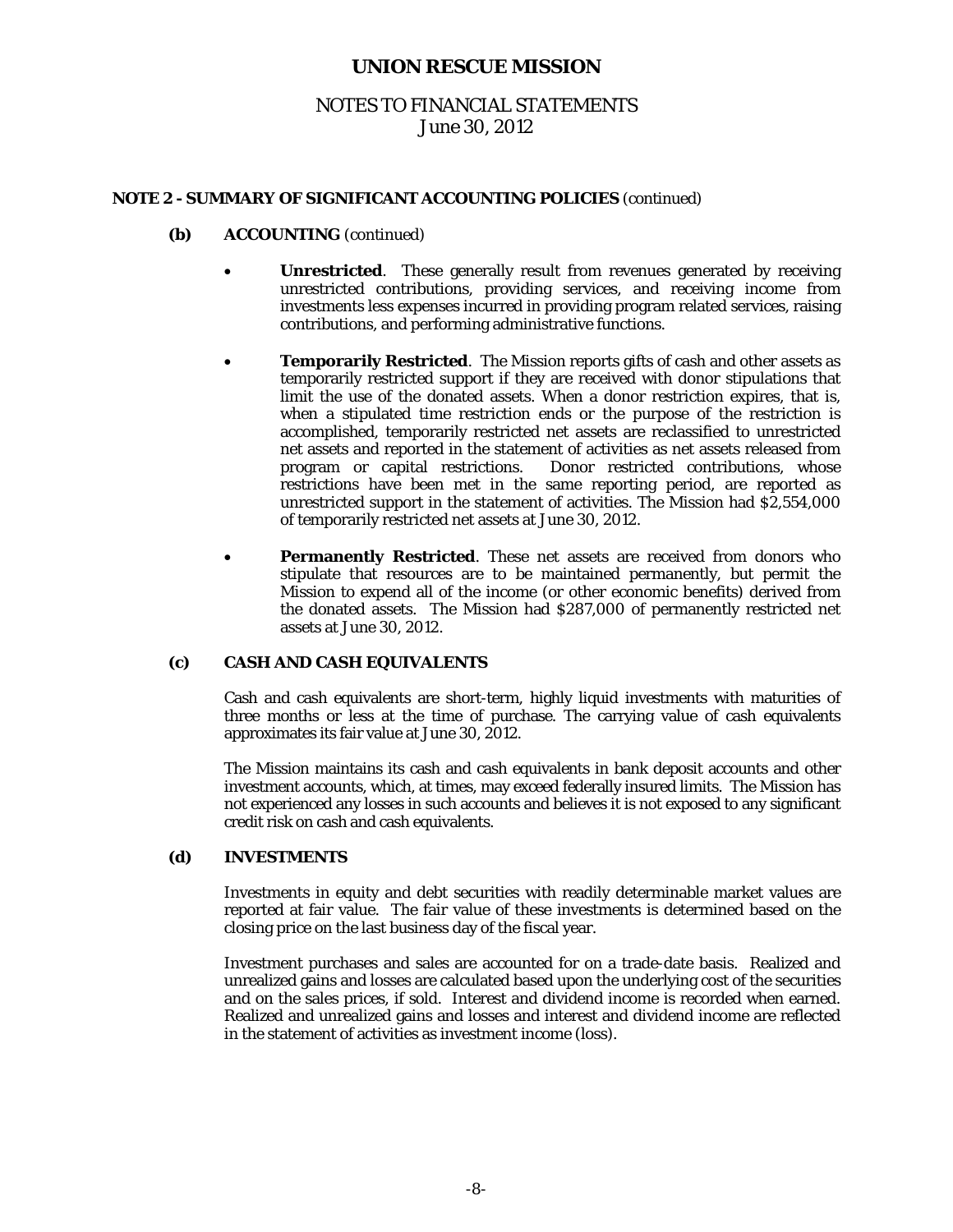# UNION RESCUE MISSION

## NOTES TO FINANCIAL STATEMENTS
June 30, 2012

### NOTE 2 - SUMMARY OF SIGNIFICANT ACCOUNTING POLICIES (continued)

#### (b) ACCOUNTING (continued)

- **Unrestricted**. These generally result from revenues generated by receiving unrestricted contributions, providing services, and receiving income from investments less expenses incurred in providing program related services, raising contributions, and performing administrative functions.

- **Temporarily Restricted**. The Mission reports gifts of cash and other assets as temporarily restricted support if they are received with donor stipulations that limit the use of the donated assets. When a donor restriction expires, that is, when a stipulated time restriction ends or the purpose of the restriction is accomplished, temporarily restricted net assets are reclassified to unrestricted net assets and reported in the statement of activities as net assets released from program or capital restrictions. Donor restricted contributions, whose restrictions have been met in the same reporting period, are reported as unrestricted support in the statement of activities. The Mission had $2,554,000 of temporarily restricted net assets at June 30, 2012.

- **Permanently Restricted**. These net assets are received from donors who stipulate that resources are to be maintained permanently, but permit the Mission to expend all of the income (or other economic benefits) derived from the donated assets. The Mission had $287,000 of permanently restricted net assets at June 30, 2012.

#### (c) CASH AND CASH EQUIVALENTS

Cash and cash equivalents are short-term, highly liquid investments with maturities of three months or less at the time of purchase. The carrying value of cash equivalents approximates its fair value at June 30, 2012.

The Mission maintains its cash and cash equivalents in bank deposit accounts and other investment accounts, which, at times, may exceed federally insured limits. The Mission has not experienced any losses in such accounts and believes it is not exposed to any significant credit risk on cash and cash equivalents.

#### (d) INVESTMENTS

Investments in equity and debt securities with readily determinable market values are reported at fair value. The fair value of these investments is determined based on the closing price on the last business day of the fiscal year.

Investment purchases and sales are accounted for on a trade-date basis. Realized and unrealized gains and losses are calculated based upon the underlying cost of the securities and on the sales prices, if sold. Interest and dividend income is recorded when earned. Realized and unrealized gains and losses and interest and dividend income are reflected in the statement of activities as investment income (loss).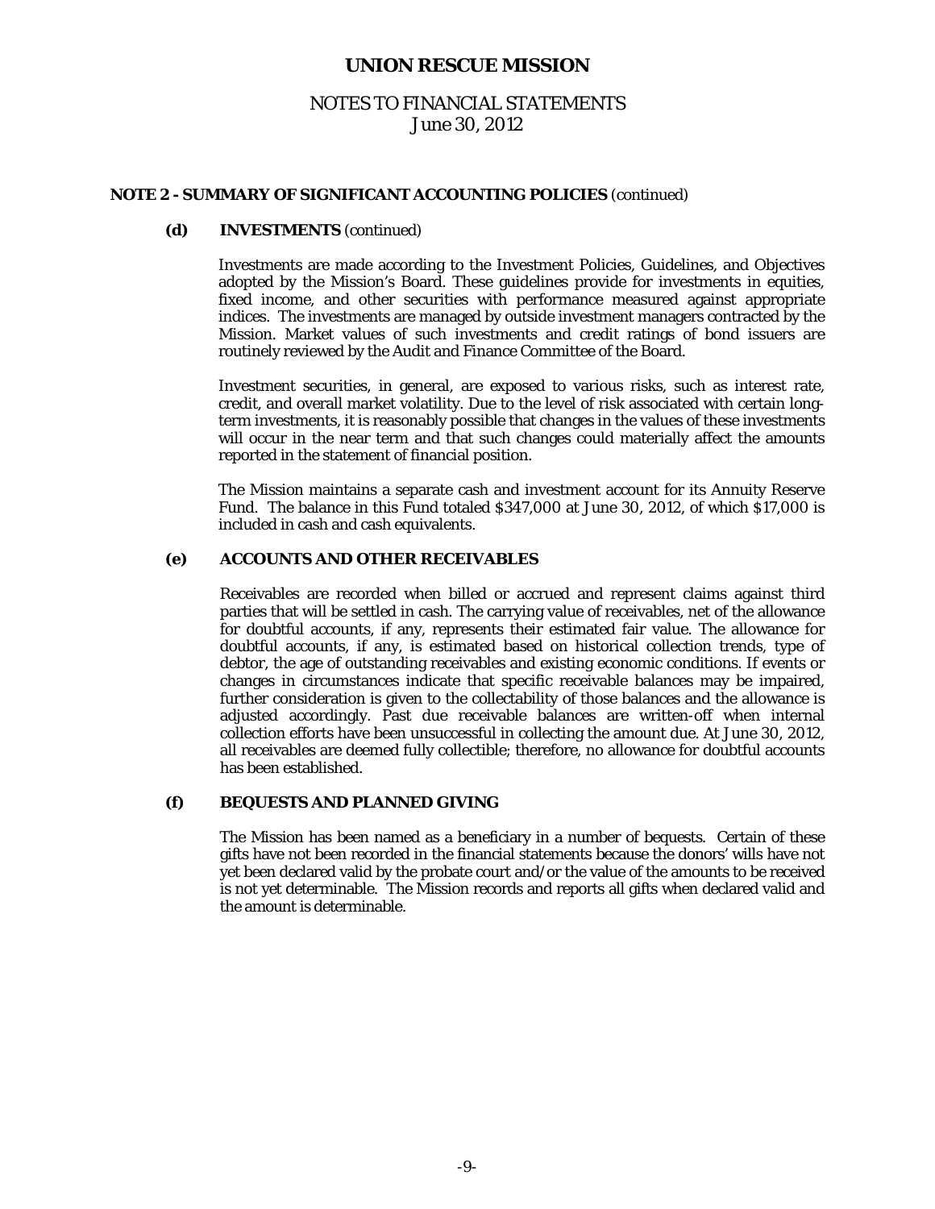# UNION RESCUE MISSION

## NOTES TO FINANCIAL STATEMENTS
June 30, 2012

### NOTE 2 - SUMMARY OF SIGNIFICANT ACCOUNTING POLICIES (continued)

#### (d) INVESTMENTS (continued)

Investments are made according to the Investment Policies, Guidelines, and Objectives adopted by the Mission's Board. These guidelines provide for investments in equities, fixed income, and other securities with performance measured against appropriate indices. The investments are managed by outside investment managers contracted by the Mission. Market values of such investments and credit ratings of bond issuers are routinely reviewed by the Audit and Finance Committee of the Board.

Investment securities, in general, are exposed to various risks, such as interest rate, credit, and overall market volatility. Due to the level of risk associated with certain long-term investments, it is reasonably possible that changes in the values of these investments will occur in the near term and that such changes could materially affect the amounts reported in the statement of financial position.

The Mission maintains a separate cash and investment account for its Annuity Reserve Fund. The balance in this Fund totaled $347,000 at June 30, 2012, of which $17,000 is included in cash and cash equivalents.

#### (e) ACCOUNTS AND OTHER RECEIVABLES

Receivables are recorded when billed or accrued and represent claims against third parties that will be settled in cash. The carrying value of receivables, net of the allowance for doubtful accounts, if any, represents their estimated fair value. The allowance for doubtful accounts, if any, is estimated based on historical collection trends, type of debtor, the age of outstanding receivables and existing economic conditions. If events or changes in circumstances indicate that specific receivable balances may be impaired, further consideration is given to the collectability of those balances and the allowance is adjusted accordingly. Past due receivable balances are written-off when internal collection efforts have been unsuccessful in collecting the amount due. At June 30, 2012, all receivables are deemed fully collectible; therefore, no allowance for doubtful accounts has been established.

#### (f) BEQUESTS AND PLANNED GIVING

The Mission has been named as a beneficiary in a number of bequests. Certain of these gifts have not been recorded in the financial statements because the donors' wills have not yet been declared valid by the probate court and/or the value of the amounts to be received is not yet determinable. The Mission records and reports all gifts when declared valid and the amount is determinable.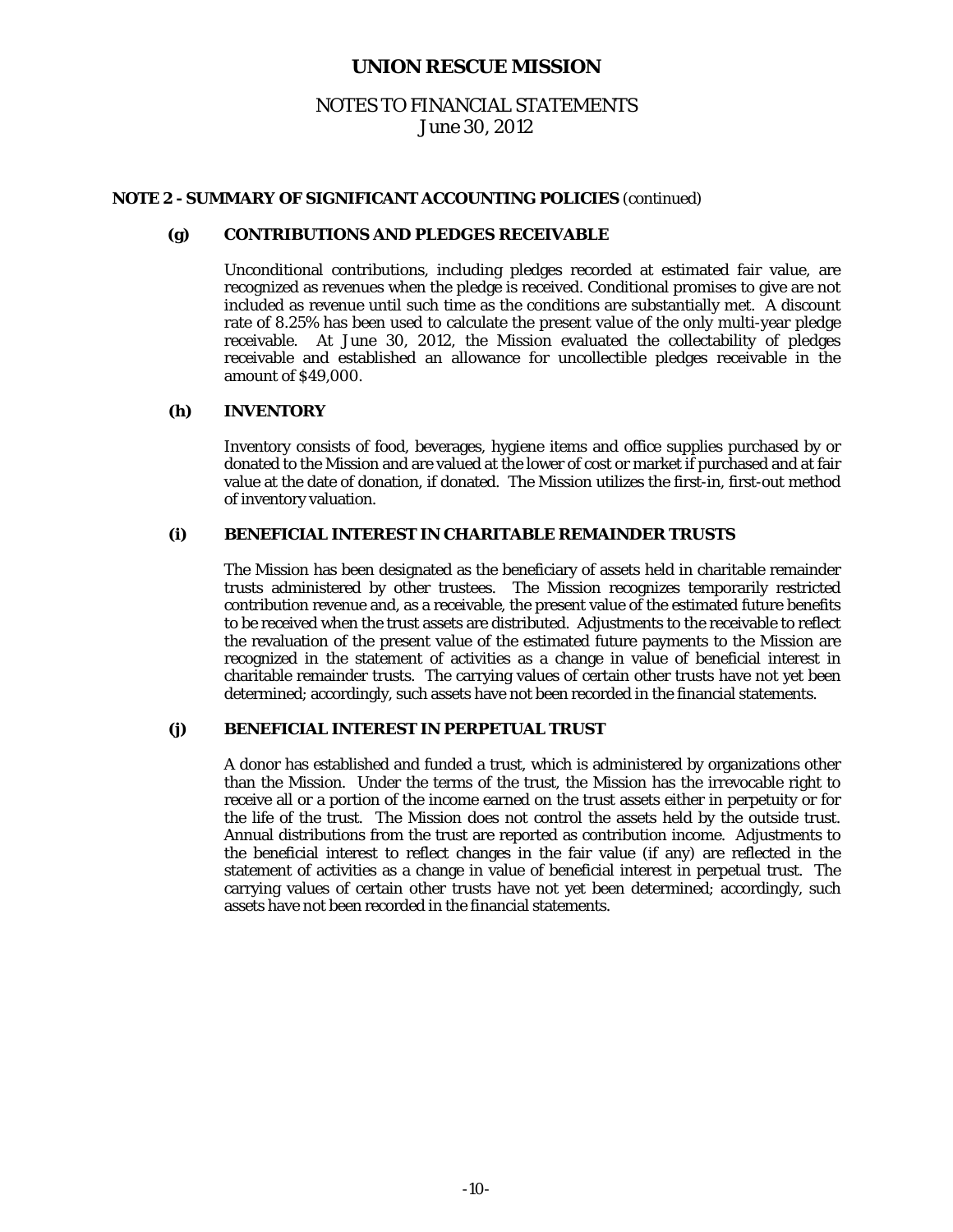# UNION RESCUE MISSION

## NOTES TO FINANCIAL STATEMENTS
June 30, 2012

**NOTE 2 - SUMMARY OF SIGNIFICANT ACCOUNTING POLICIES** (continued)

**(g) CONTRIBUTIONS AND PLEDGES RECEIVABLE**

Unconditional contributions, including pledges recorded at estimated fair value, are recognized as revenues when the pledge is received. Conditional promises to give are not included as revenue until such time as the conditions are substantially met. A discount rate of 8.25% has been used to calculate the present value of the only multi-year pledge receivable. At June 30, 2012, the Mission evaluated the collectability of pledges receivable and established an allowance for uncollectible pledges receivable in the amount of $49,000.

**(h) INVENTORY**

Inventory consists of food, beverages, hygiene items and office supplies purchased by or donated to the Mission and are valued at the lower of cost or market if purchased and at fair value at the date of donation, if donated. The Mission utilizes the first-in, first-out method of inventory valuation.

**(i) BENEFICIAL INTEREST IN CHARITABLE REMAINDER TRUSTS**

The Mission has been designated as the beneficiary of assets held in charitable remainder trusts administered by other trustees. The Mission recognizes temporarily restricted contribution revenue and, as a receivable, the present value of the estimated future benefits to be received when the trust assets are distributed. Adjustments to the receivable to reflect the revaluation of the present value of the estimated future payments to the Mission are recognized in the statement of activities as a change in value of beneficial interest in charitable remainder trusts. The carrying values of certain other trusts have not yet been determined; accordingly, such assets have not been recorded in the financial statements.

**(j) BENEFICIAL INTEREST IN PERPETUAL TRUST**

A donor has established and funded a trust, which is administered by organizations other than the Mission. Under the terms of the trust, the Mission has the irrevocable right to receive all or a portion of the income earned on the trust assets either in perpetuity or for the life of the trust. The Mission does not control the assets held by the outside trust. Annual distributions from the trust are reported as contribution income. Adjustments to the beneficial interest to reflect changes in the fair value (if any) are reflected in the statement of activities as a change in value of beneficial interest in perpetual trust. The carrying values of certain other trusts have not yet been determined; accordingly, such assets have not been recorded in the financial statements.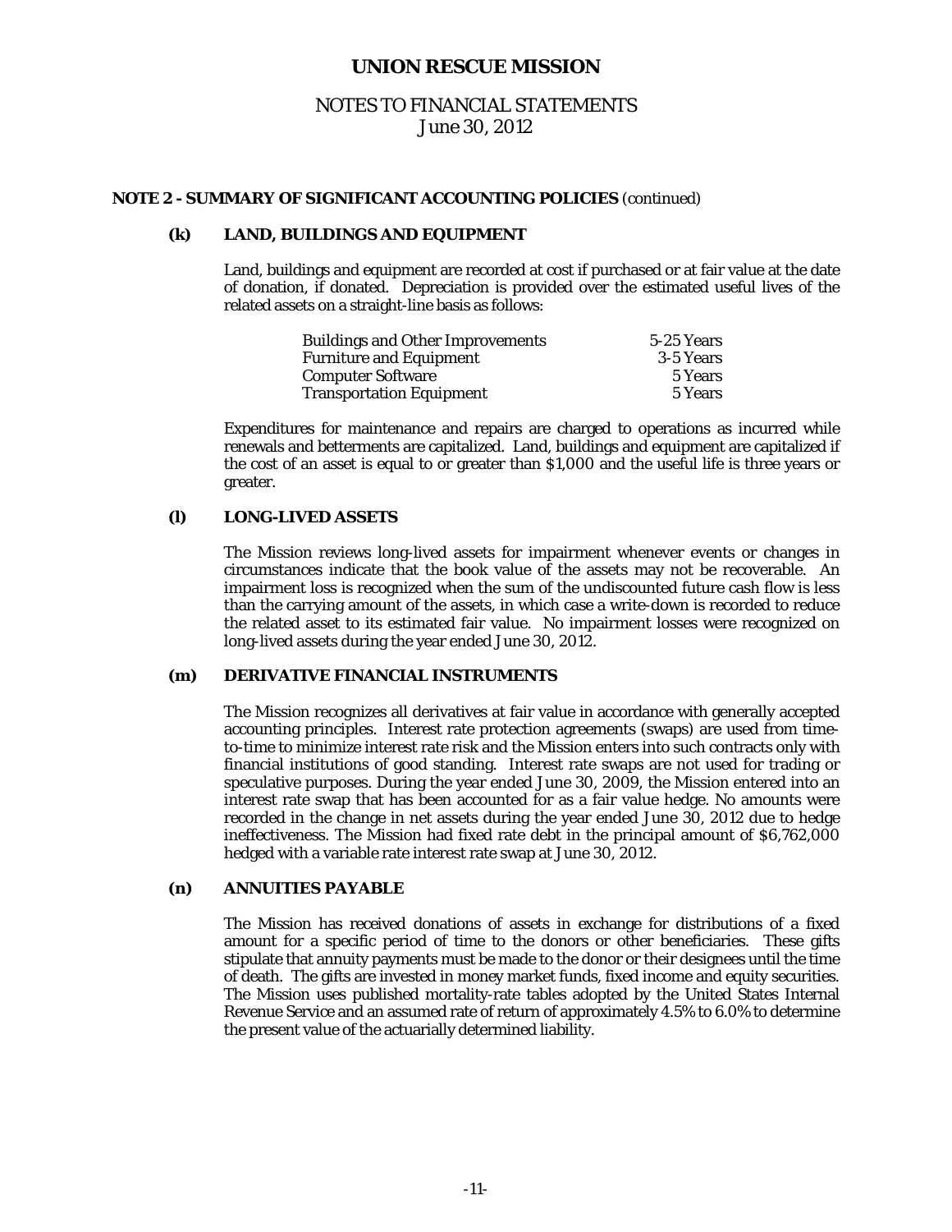# UNION RESCUE MISSION

## NOTES TO FINANCIAL STATEMENTS
June 30, 2012

### NOTE 2 - SUMMARY OF SIGNIFICANT ACCOUNTING POLICIES (continued)

#### (k) LAND, BUILDINGS AND EQUIPMENT

Land, buildings and equipment are recorded at cost if purchased or at fair value at the date of donation, if donated. Depreciation is provided over the estimated useful lives of the related assets on a straight-line basis as follows:

| | |
|---|---|
| Buildings and Other Improvements | 5-25 Years |
| Furniture and Equipment | 3-5 Years |
| Computer Software | 5 Years |
| Transportation Equipment | 5 Years |

Expenditures for maintenance and repairs are charged to operations as incurred while renewals and betterments are capitalized. Land, buildings and equipment are capitalized if the cost of an asset is equal to or greater than $1,000 and the useful life is three years or greater.

#### (l) LONG-LIVED ASSETS

The Mission reviews long-lived assets for impairment whenever events or changes in circumstances indicate that the book value of the assets may not be recoverable. An impairment loss is recognized when the sum of the undiscounted future cash flow is less than the carrying amount of the assets, in which case a write-down is recorded to reduce the related asset to its estimated fair value. No impairment losses were recognized on long-lived assets during the year ended June 30, 2012.

#### (m) DERIVATIVE FINANCIAL INSTRUMENTS

The Mission recognizes all derivatives at fair value in accordance with generally accepted accounting principles. Interest rate protection agreements (swaps) are used from time-to-time to minimize interest rate risk and the Mission enters into such contracts only with financial institutions of good standing. Interest rate swaps are not used for trading or speculative purposes. During the year ended June 30, 2009, the Mission entered into an interest rate swap that has been accounted for as a fair value hedge. No amounts were recorded in the change in net assets during the year ended June 30, 2012 due to hedge ineffectiveness. The Mission had fixed rate debt in the principal amount of $6,762,000 hedged with a variable rate interest rate swap at June 30, 2012.

#### (n) ANNUITIES PAYABLE

The Mission has received donations of assets in exchange for distributions of a fixed amount for a specific period of time to the donors or other beneficiaries. These gifts stipulate that annuity payments must be made to the donor or their designees until the time of death. The gifts are invested in money market funds, fixed income and equity securities. The Mission uses published mortality-rate tables adopted by the United States Internal Revenue Service and an assumed rate of return of approximately 4.5% to 6.0% to determine the present value of the actuarially determined liability.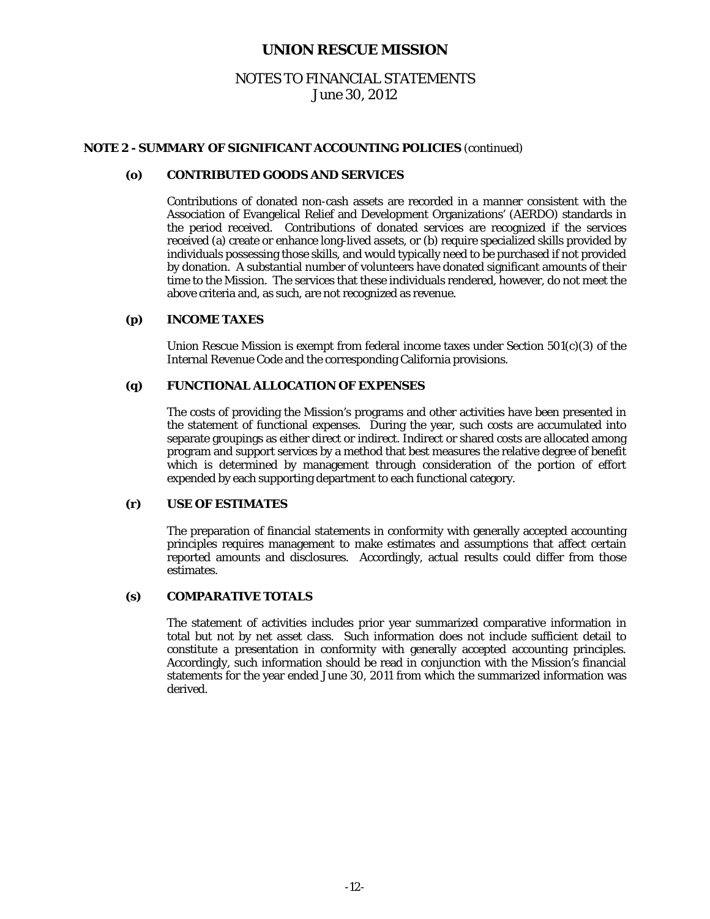# UNION RESCUE MISSION

## NOTES TO FINANCIAL STATEMENTS
June 30, 2012

**NOTE 2 - SUMMARY OF SIGNIFICANT ACCOUNTING POLICIES** (continued)

**(o) CONTRIBUTED GOODS AND SERVICES**

Contributions of donated non-cash assets are recorded in a manner consistent with the Association of Evangelical Relief and Development Organizations' (AERDO) standards in the period received. Contributions of donated services are recognized if the services received (a) create or enhance long-lived assets, or (b) require specialized skills provided by individuals possessing those skills, and would typically need to be purchased if not provided by donation. A substantial number of volunteers have donated significant amounts of their time to the Mission. The services that these individuals rendered, however, do not meet the above criteria and, as such, are not recognized as revenue.

**(p) INCOME TAXES**

Union Rescue Mission is exempt from federal income taxes under Section 501(c)(3) of the Internal Revenue Code and the corresponding California provisions.

**(q) FUNCTIONAL ALLOCATION OF EXPENSES**

The costs of providing the Mission's programs and other activities have been presented in the statement of functional expenses. During the year, such costs are accumulated into separate groupings as either direct or indirect. Indirect or shared costs are allocated among program and support services by a method that best measures the relative degree of benefit which is determined by management through consideration of the portion of effort expended by each supporting department to each functional category.

**(r) USE OF ESTIMATES**

The preparation of financial statements in conformity with generally accepted accounting principles requires management to make estimates and assumptions that affect certain reported amounts and disclosures. Accordingly, actual results could differ from those estimates.

**(s) COMPARATIVE TOTALS**

The statement of activities includes prior year summarized comparative information in total but not by net asset class. Such information does not include sufficient detail to constitute a presentation in conformity with generally accepted accounting principles. Accordingly, such information should be read in conjunction with the Mission's financial statements for the year ended June 30, 2011 from which the summarized information was derived.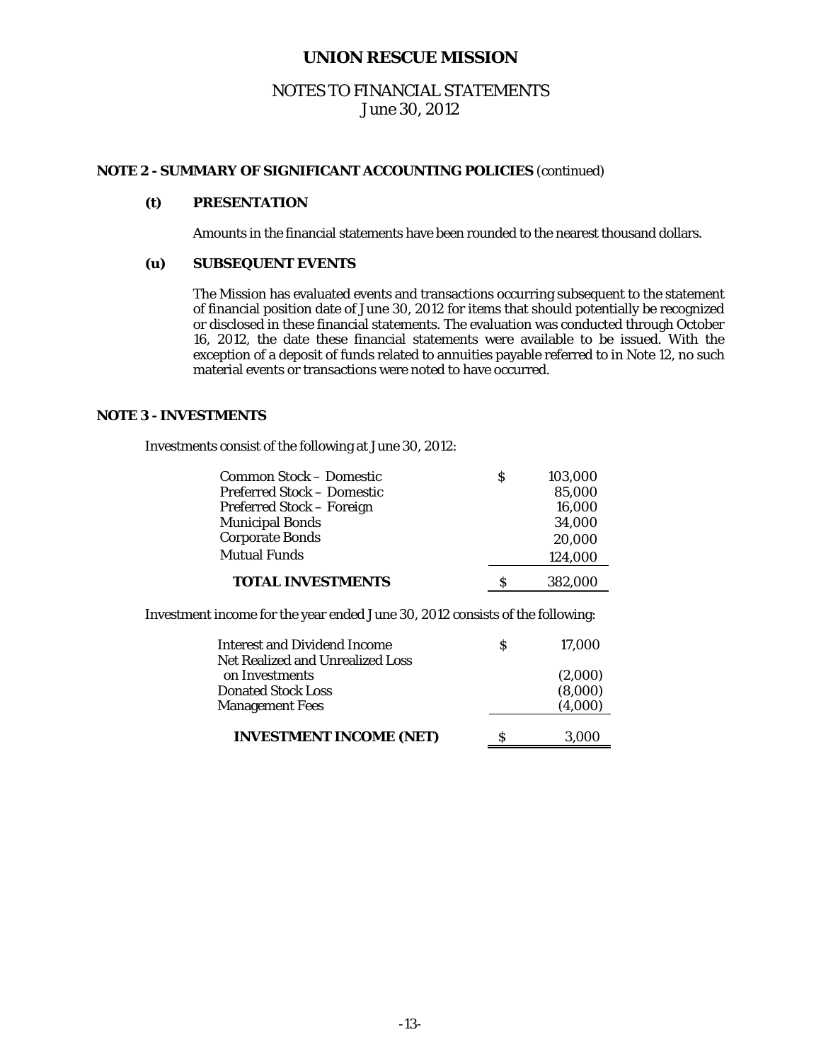# UNION RESCUE MISSION

## NOTES TO FINANCIAL STATEMENTS
June 30, 2012

### NOTE 2 - SUMMARY OF SIGNIFICANT ACCOUNTING POLICIES (continued)

**(t) PRESENTATION**

Amounts in the financial statements have been rounded to the nearest thousand dollars.

**(u) SUBSEQUENT EVENTS**

The Mission has evaluated events and transactions occurring subsequent to the statement of financial position date of June 30, 2012 for items that should potentially be recognized or disclosed in these financial statements. The evaluation was conducted through October 16, 2012, the date these financial statements were available to be issued. With the exception of a deposit of funds related to annuities payable referred to in Note 12, no such material events or transactions were noted to have occurred.

### NOTE 3 - INVESTMENTS

Investments consist of the following at June 30, 2012:

| | | |
|---|---|---|
| Common Stock – Domestic | $ | 103,000 |
| Preferred Stock – Domestic | | 85,000 |
| Preferred Stock – Foreign | | 16,000 |
| Municipal Bonds | | 34,000 |
| Corporate Bonds | | 20,000 |
| Mutual Funds | | 124,000 |
| **TOTAL INVESTMENTS** | $ | 382,000 |

Investment income for the year ended June 30, 2012 consists of the following:

| | | |
|---|---|---|
| Interest and Dividend Income | $ | 17,000 |
| Net Realized and Unrealized Loss on Investments | | (2,000) |
| Donated Stock Loss | | (8,000) |
| Management Fees | | (4,000) |
| **INVESTMENT INCOME (NET)** | $ | 3,000 |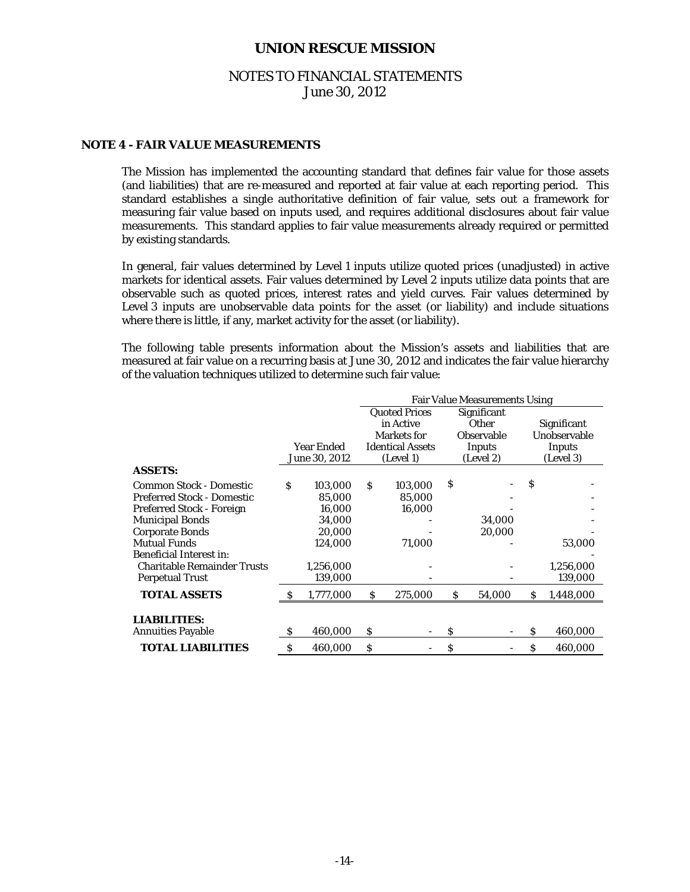## NOTE 4 - FAIR VALUE MEASUREMENTS

The Mission has implemented the accounting standard that defines fair value for those assets (and liabilities) that are re-measured and reported at fair value at each reporting period. This standard establishes a single authoritative definition of fair value, sets out a framework for measuring fair value based on inputs used, and requires additional disclosures about fair value measurements. This standard applies to fair value measurements already required or permitted by existing standards.

In general, fair values determined by Level 1 inputs utilize quoted prices (unadjusted) in active markets for identical assets. Fair values determined by Level 2 inputs utilize data points that are observable such as quoted prices, interest rates and yield curves. Fair values determined by Level 3 inputs are unobservable data points for the asset (or liability) and include situations where there is little, if any, market activity for the asset (or liability).

The following table presents information about the Mission's assets and liabilities that are measured at fair value on a recurring basis at June 30, 2012 and indicates the fair value hierarchy of the valuation techniques utilized to determine such fair value:

| | | Fair Value Measurements Using | | |
|---|---|---|---|---|
| | Year Ended June 30, 2012 | Quoted Prices in Active Markets for Identical Assets (Level 1) | Significant Other Observable Inputs (Level 2) | Significant Unobservable Inputs (Level 3) |
| **ASSETS:** | | | | |
| Common Stock - Domestic | $ 103,000 | $ 103,000 | $ - | $ - |
| Preferred Stock - Domestic | 85,000 | 85,000 | - | - |
| Preferred Stock - Foreign | 16,000 | 16,000 | - | - |
| Municipal Bonds | 34,000 | - | 34,000 | - |
| Corporate Bonds | 20,000 | - | 20,000 | - |
| Mutual Funds | 124,000 | 71,000 | - | 53,000 |
| Beneficial Interest in: | | | | - |
| Charitable Remainder Trusts | 1,256,000 | - | - | 1,256,000 |
| Perpetual Trust | 139,000 | - | - | 139,000 |
| **TOTAL ASSETS** | $ 1,777,000 | $ 275,000 | $ 54,000 | $ 1,448,000 |
| **LIABILITIES:** | | | | |
| Annuities Payable | $ 460,000 | $ - | $ - | $ 460,000 |
| **TOTAL LIABILITIES** | $ 460,000 | $ - | $ - | $ 460,000 |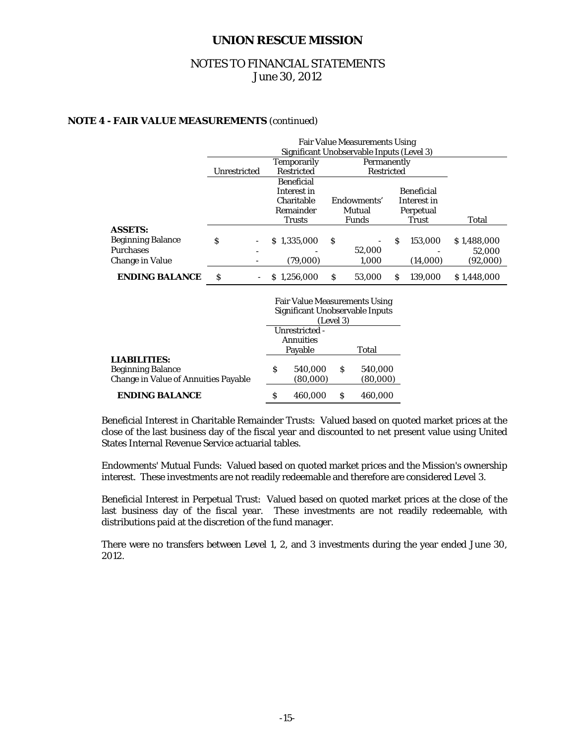## NOTE 4 - FAIR VALUE MEASUREMENTS (continued)

| | Fair Value Measurements Using Significant Unobservable Inputs (Level 3) | | | | |
|---|---|---|---|---|---|
| | Unrestricted | Temporarily Restricted | Permanently Restricted | | |
| | | Beneficial Interest in Charitable Remainder Trusts | Endowments' Mutual Funds | Beneficial Interest in Perpetual Trust | Total |
| **ASSETS:** | | | | | |
| Beginning Balance | $ - | $ 1,335,000 | $ - | $ 153,000 | $ 1,488,000 |
| Purchases | - | - | 52,000 | - | 52,000 |
| Change in Value | - | (79,000) | 1,000 | (14,000) | (92,000) |
| **ENDING BALANCE** | $ - | $ 1,256,000 | $ 53,000 | $ 139,000 | $ 1,448,000 |

| | Fair Value Measurements Using Significant Unobservable Inputs (Level 3) | |
|---|---|---|
| | Unrestricted - Annuities Payable | Total |
| **LIABILITIES:** | | |
| Beginning Balance | $ 540,000 | $ 540,000 |
| Change in Value of Annuities Payable | (80,000) | (80,000) |
| **ENDING BALANCE** | $ 460,000 | $ 460,000 |

Beneficial Interest in Charitable Remainder Trusts: Valued based on quoted market prices at the close of the last business day of the fiscal year and discounted to net present value using United States Internal Revenue Service actuarial tables.

Endowments' Mutual Funds: Valued based on quoted market prices and the Mission's ownership interest. These investments are not readily redeemable and therefore are considered Level 3.

Beneficial Interest in Perpetual Trust: Valued based on quoted market prices at the close of the last business day of the fiscal year. These investments are not readily redeemable, with distributions paid at the discretion of the fund manager.

There were no transfers between Level 1, 2, and 3 investments during the year ended June 30, 2012.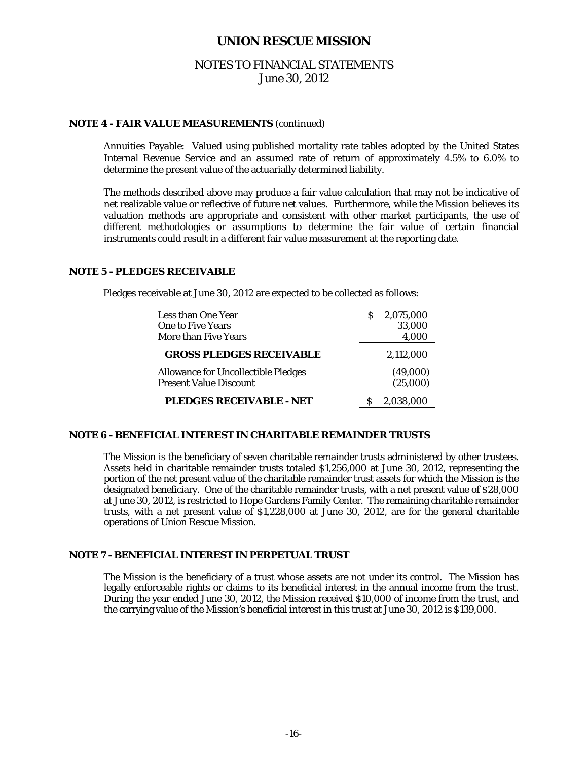# UNION RESCUE MISSION

## NOTES TO FINANCIAL STATEMENTS
June 30, 2012

### NOTE 4 - FAIR VALUE MEASUREMENTS (continued)

Annuities Payable: Valued using published mortality rate tables adopted by the United States Internal Revenue Service and an assumed rate of return of approximately 4.5% to 6.0% to determine the present value of the actuarially determined liability.

The methods described above may produce a fair value calculation that may not be indicative of net realizable value or reflective of future net values. Furthermore, while the Mission believes its valuation methods are appropriate and consistent with other market participants, the use of different methodologies or assumptions to determine the fair value of certain financial instruments could result in a different fair value measurement at the reporting date.

### NOTE 5 - PLEDGES RECEIVABLE

Pledges receivable at June 30, 2012 are expected to be collected as follows:

| | |
|---|---|
| Less than One Year | $ 2,075,000 |
| One to Five Years | 33,000 |
| More than Five Years | 4,000 |
| **GROSS PLEDGES RECEIVABLE** | 2,112,000 |
| Allowance for Uncollectible Pledges | (49,000) |
| Present Value Discount | (25,000) |
| **PLEDGES RECEIVABLE - NET** | $ 2,038,000 |

### NOTE 6 - BENEFICIAL INTEREST IN CHARITABLE REMAINDER TRUSTS

The Mission is the beneficiary of seven charitable remainder trusts administered by other trustees. Assets held in charitable remainder trusts totaled $1,256,000 at June 30, 2012, representing the portion of the net present value of the charitable remainder trust assets for which the Mission is the designated beneficiary. One of the charitable remainder trusts, with a net present value of $28,000 at June 30, 2012, is restricted to Hope Gardens Family Center. The remaining charitable remainder trusts, with a net present value of $1,228,000 at June 30, 2012, are for the general charitable operations of Union Rescue Mission.

### NOTE 7 - BENEFICIAL INTEREST IN PERPETUAL TRUST

The Mission is the beneficiary of a trust whose assets are not under its control. The Mission has legally enforceable rights or claims to its beneficial interest in the annual income from the trust. During the year ended June 30, 2012, the Mission received $10,000 of income from the trust, and the carrying value of the Mission's beneficial interest in this trust at June 30, 2012 is $139,000.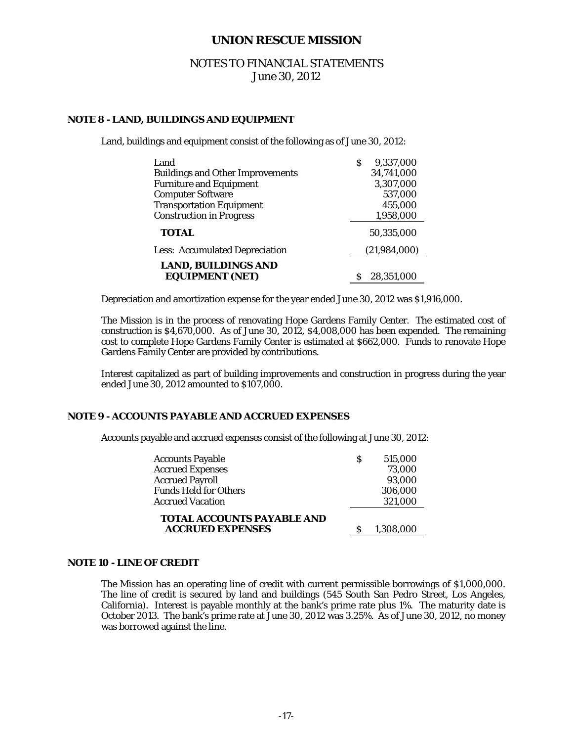# UNION RESCUE MISSION

## NOTES TO FINANCIAL STATEMENTS
June 30, 2012

### NOTE 8 - LAND, BUILDINGS AND EQUIPMENT

Land, buildings and equipment consist of the following as of June 30, 2012:

| | |
|---|---|
| Land | $ 9,337,000 |
| Buildings and Other Improvements | 34,741,000 |
| Furniture and Equipment | 3,307,000 |
| Computer Software | 537,000 |
| Transportation Equipment | 455,000 |
| Construction in Progress | 1,958,000 |
| **TOTAL** | 50,335,000 |
| Less: Accumulated Depreciation | (21,984,000) |
| **LAND, BUILDINGS AND EQUIPMENT (NET)** | $ 28,351,000 |

Depreciation and amortization expense for the year ended June 30, 2012 was $1,916,000.

The Mission is in the process of renovating Hope Gardens Family Center. The estimated cost of construction is $4,670,000. As of June 30, 2012, $4,008,000 has been expended. The remaining cost to complete Hope Gardens Family Center is estimated at $662,000. Funds to renovate Hope Gardens Family Center are provided by contributions.

Interest capitalized as part of building improvements and construction in progress during the year ended June 30, 2012 amounted to $107,000.

### NOTE 9 - ACCOUNTS PAYABLE AND ACCRUED EXPENSES

Accounts payable and accrued expenses consist of the following at June 30, 2012:

| | |
|---|---|
| Accounts Payable | $ 515,000 |
| Accrued Expenses | 73,000 |
| Accrued Payroll | 93,000 |
| Funds Held for Others | 306,000 |
| Accrued Vacation | 321,000 |
| **TOTAL ACCOUNTS PAYABLE AND ACCRUED EXPENSES** | $ 1,308,000 |

### NOTE 10 - LINE OF CREDIT

The Mission has an operating line of credit with current permissible borrowings of $1,000,000. The line of credit is secured by land and buildings (545 South San Pedro Street, Los Angeles, California). Interest is payable monthly at the bank's prime rate plus 1%. The maturity date is October 2013. The bank's prime rate at June 30, 2012 was 3.25%. As of June 30, 2012, no money was borrowed against the line.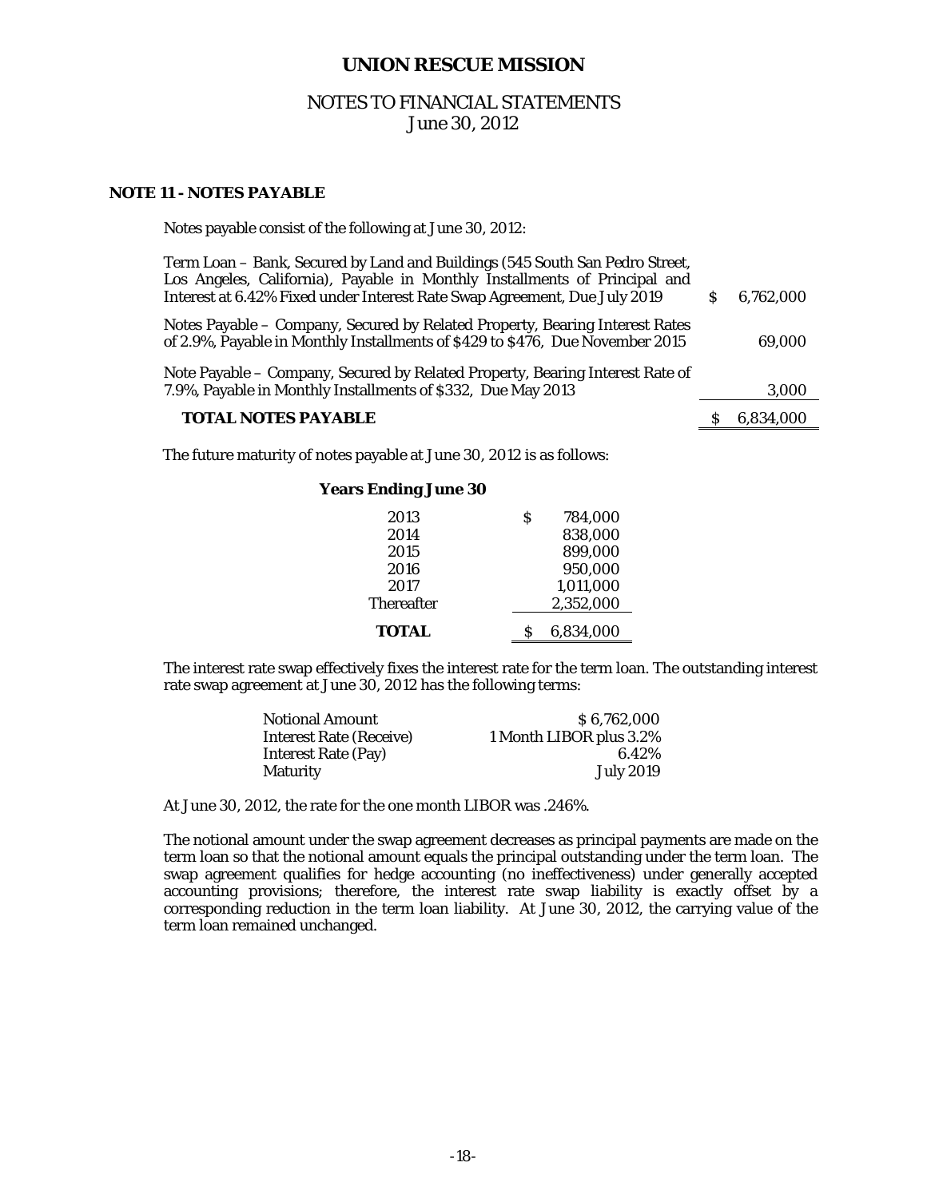# UNION RESCUE MISSION

## NOTES TO FINANCIAL STATEMENTS
June 30, 2012

### NOTE 11 - NOTES PAYABLE

Notes payable consist of the following at June 30, 2012:

| | |
|---|---|
| Term Loan – Bank, Secured by Land and Buildings (545 South San Pedro Street, Los Angeles, California), Payable in Monthly Installments of Principal and Interest at 6.42% Fixed under Interest Rate Swap Agreement, Due July 2019 | $ 6,762,000 |
| Notes Payable – Company, Secured by Related Property, Bearing Interest Rates of 2.9%, Payable in Monthly Installments of $429 to $476, Due November 2015 | 69,000 |
| Note Payable – Company, Secured by Related Property, Bearing Interest Rate of 7.9%, Payable in Monthly Installments of $332, Due May 2013 | 3,000 |
| **TOTAL NOTES PAYABLE** | $ 6,834,000 |

The future maturity of notes payable at June 30, 2012 is as follows:

| **Years Ending June 30** | |
|---|---|
| 2013 | $ 784,000 |
| 2014 | 838,000 |
| 2015 | 899,000 |
| 2016 | 950,000 |
| 2017 | 1,011,000 |
| Thereafter | 2,352,000 |
| **TOTAL** | $ 6,834,000 |

The interest rate swap effectively fixes the interest rate for the term loan. The outstanding interest rate swap agreement at June 30, 2012 has the following terms:

| | |
|---|---|
| Notional Amount | $ 6,762,000 |
| Interest Rate (Receive) | 1 Month LIBOR plus 3.2% |
| Interest Rate (Pay) | 6.42% |
| Maturity | July 2019 |

At June 30, 2012, the rate for the one month LIBOR was .246%.

The notional amount under the swap agreement decreases as principal payments are made on the term loan so that the notional amount equals the principal outstanding under the term loan. The swap agreement qualifies for hedge accounting (no ineffectiveness) under generally accepted accounting provisions; therefore, the interest rate swap liability is exactly offset by a corresponding reduction in the term loan liability. At June 30, 2012, the carrying value of the term loan remained unchanged.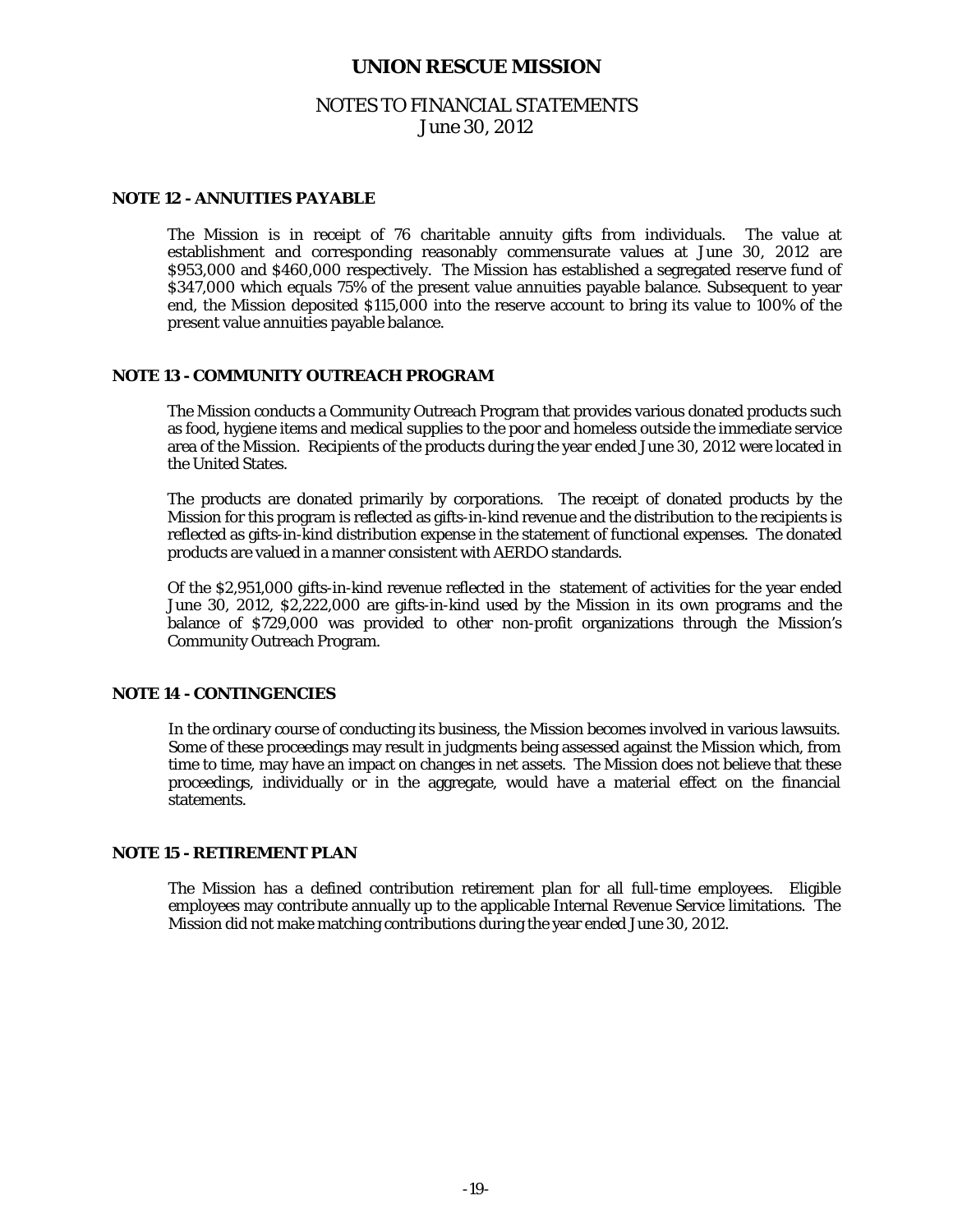# UNION RESCUE MISSION

## NOTES TO FINANCIAL STATEMENTS
June 30, 2012

### NOTE 12 - ANNUITIES PAYABLE

The Mission is in receipt of 76 charitable annuity gifts from individuals. The value at establishment and corresponding reasonably commensurate values at June 30, 2012 are $953,000 and $460,000 respectively. The Mission has established a segregated reserve fund of $347,000 which equals 75% of the present value annuities payable balance. Subsequent to year end, the Mission deposited $115,000 into the reserve account to bring its value to 100% of the present value annuities payable balance.

### NOTE 13 - COMMUNITY OUTREACH PROGRAM

The Mission conducts a Community Outreach Program that provides various donated products such as food, hygiene items and medical supplies to the poor and homeless outside the immediate service area of the Mission. Recipients of the products during the year ended June 30, 2012 were located in the United States.

The products are donated primarily by corporations. The receipt of donated products by the Mission for this program is reflected as gifts-in-kind revenue and the distribution to the recipients is reflected as gifts-in-kind distribution expense in the statement of functional expenses. The donated products are valued in a manner consistent with AERDO standards.

Of the $2,951,000 gifts-in-kind revenue reflected in the statement of activities for the year ended June 30, 2012, $2,222,000 are gifts-in-kind used by the Mission in its own programs and the balance of $729,000 was provided to other non-profit organizations through the Mission's Community Outreach Program.

### NOTE 14 - CONTINGENCIES

In the ordinary course of conducting its business, the Mission becomes involved in various lawsuits. Some of these proceedings may result in judgments being assessed against the Mission which, from time to time, may have an impact on changes in net assets. The Mission does not believe that these proceedings, individually or in the aggregate, would have a material effect on the financial statements.

### NOTE 15 - RETIREMENT PLAN

The Mission has a defined contribution retirement plan for all full-time employees. Eligible employees may contribute annually up to the applicable Internal Revenue Service limitations. The Mission did not make matching contributions during the year ended June 30, 2012.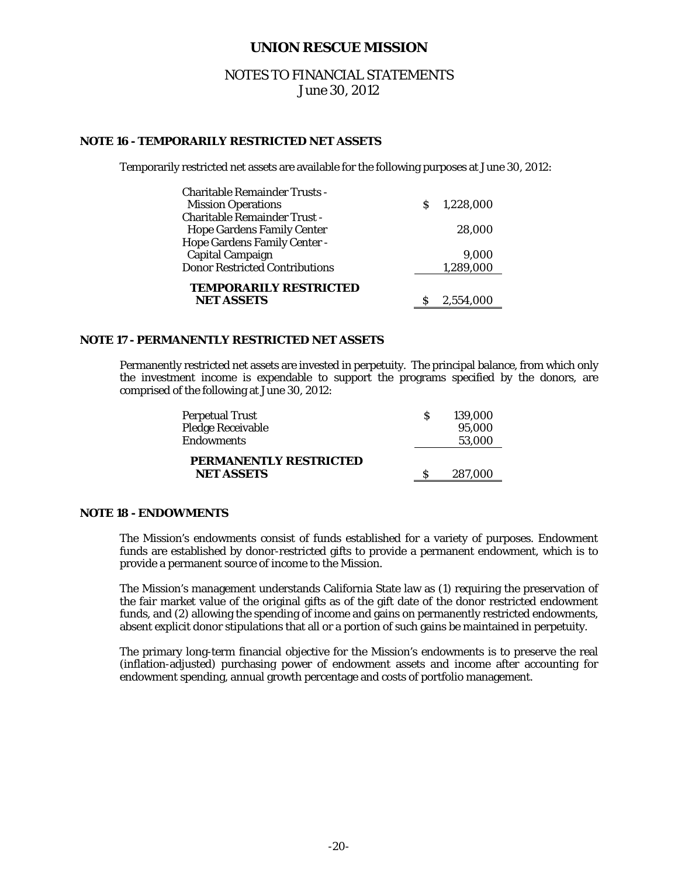# UNION RESCUE MISSION

## NOTES TO FINANCIAL STATEMENTS
June 30, 2012

### NOTE 16 - TEMPORARILY RESTRICTED NET ASSETS

Temporarily restricted net assets are available for the following purposes at June 30, 2012:

| | |
|---|---|
| Charitable Remainder Trusts - Mission Operations | $ 1,228,000 |
| Charitable Remainder Trust - Hope Gardens Family Center | 28,000 |
| Hope Gardens Family Center - Capital Campaign | 9,000 |
| Donor Restricted Contributions | 1,289,000 |
| **TEMPORARILY RESTRICTED NET ASSETS** | $ 2,554,000 |

### NOTE 17 - PERMANENTLY RESTRICTED NET ASSETS

Permanently restricted net assets are invested in perpetuity. The principal balance, from which only the investment income is expendable to support the programs specified by the donors, are comprised of the following at June 30, 2012:

| | |
|---|---|
| Perpetual Trust | $ 139,000 |
| Pledge Receivable | 95,000 |
| Endowments | 53,000 |
| **PERMANENTLY RESTRICTED NET ASSETS** | $ 287,000 |

### NOTE 18 - ENDOWMENTS

The Mission's endowments consist of funds established for a variety of purposes. Endowment funds are established by donor-restricted gifts to provide a permanent endowment, which is to provide a permanent source of income to the Mission.

The Mission's management understands California State law as (1) requiring the preservation of the fair market value of the original gifts as of the gift date of the donor restricted endowment funds, and (2) allowing the spending of income and gains on permanently restricted endowments, absent explicit donor stipulations that all or a portion of such gains be maintained in perpetuity.

The primary long-term financial objective for the Mission's endowments is to preserve the real (inflation-adjusted) purchasing power of endowment assets and income after accounting for endowment spending, annual growth percentage and costs of portfolio management.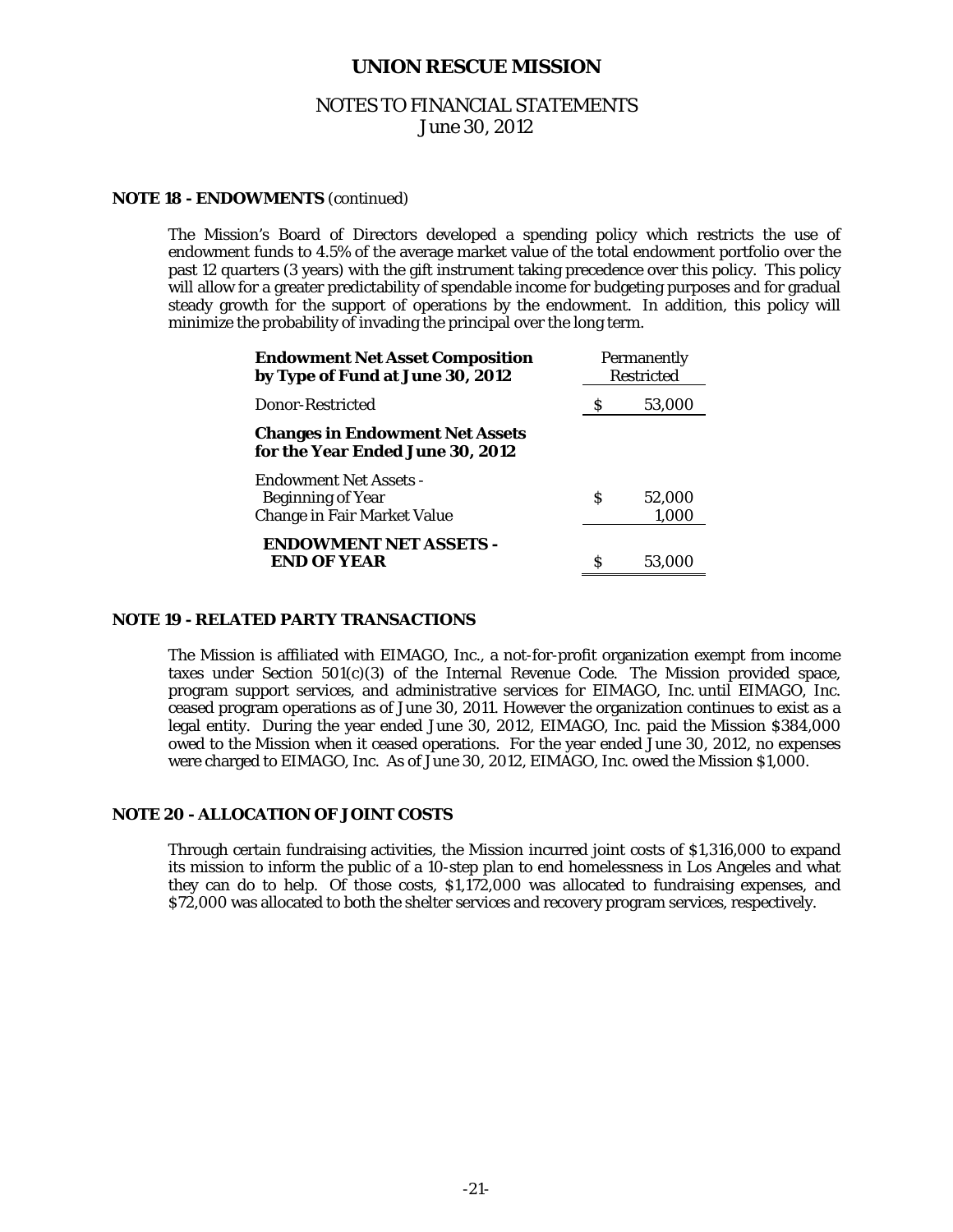**NOTE 18 - ENDOWMENTS** (continued)

The Mission's Board of Directors developed a spending policy which restricts the use of endowment funds to 4.5% of the average market value of the total endowment portfolio over the past 12 quarters (3 years) with the gift instrument taking precedence over this policy. This policy will allow for a greater predictability of spendable income for budgeting purposes and for gradual steady growth for the support of operations by the endowment. In addition, this policy will minimize the probability of invading the principal over the long term.

| **Endowment Net Asset Composition by Type of Fund at June 30, 2012** | Permanently Restricted |
|---|---|
| Donor-Restricted | $ 53,000 |
| **Changes in Endowment Net Assets for the Year Ended June 30, 2012** | |
| Endowment Net Assets - Beginning of Year | $ 52,000 |
| Change in Fair Market Value | 1,000 |
| **ENDOWMENT NET ASSETS - END OF YEAR** | $ 53,000 |

**NOTE 19 - RELATED PARTY TRANSACTIONS**

The Mission is affiliated with EIMAGO, Inc., a not-for-profit organization exempt from income taxes under Section 501(c)(3) of the Internal Revenue Code. The Mission provided space, program support services, and administrative services for EIMAGO, Inc. until EIMAGO, Inc. ceased program operations as of June 30, 2011. However the organization continues to exist as a legal entity. During the year ended June 30, 2012, EIMAGO, Inc. paid the Mission $384,000 owed to the Mission when it ceased operations. For the year ended June 30, 2012, no expenses were charged to EIMAGO, Inc. As of June 30, 2012, EIMAGO, Inc. owed the Mission $1,000.

**NOTE 20 - ALLOCATION OF JOINT COSTS**

Through certain fundraising activities, the Mission incurred joint costs of $1,316,000 to expand its mission to inform the public of a 10-step plan to end homelessness in Los Angeles and what they can do to help. Of those costs, $1,172,000 was allocated to fundraising expenses, and $72,000 was allocated to both the shelter services and recovery program services, respectively.